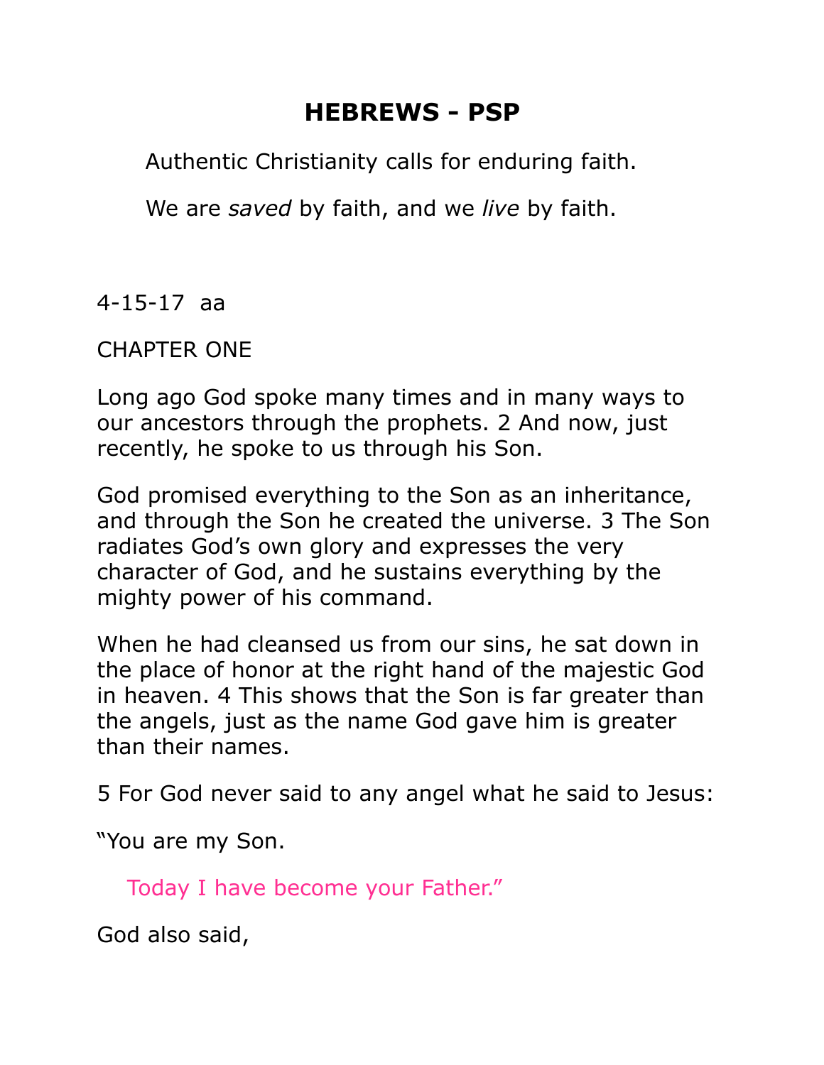# HEBREWS - PSP

Authentic Christianity calls for enduring faith.

We are *saved* by faith, and we *live* by faith.

4-15-17 aa

CHAPTER ONE

Long ago God spoke many times and in many ways to our ancestors through the prophets. 2 And now, just recently, he spoke to us through his Son.

God promised everything to the Son as an inheritance, and through the Son he created the universe. 3 The Son radiates God's own glory and expresses the very character of God, and he sustains everything by the mighty power of his command.

When he had cleansed us from our sins, he sat down in the place of honor at the right hand of the majestic God in heaven. 4 This shows that the Son is far greater than the angels, just as the name God gave him is greater than their names.

5 For God never said to any angel what he said to Jesus:

"You are my Son.

Today I have become your Father."

God also said,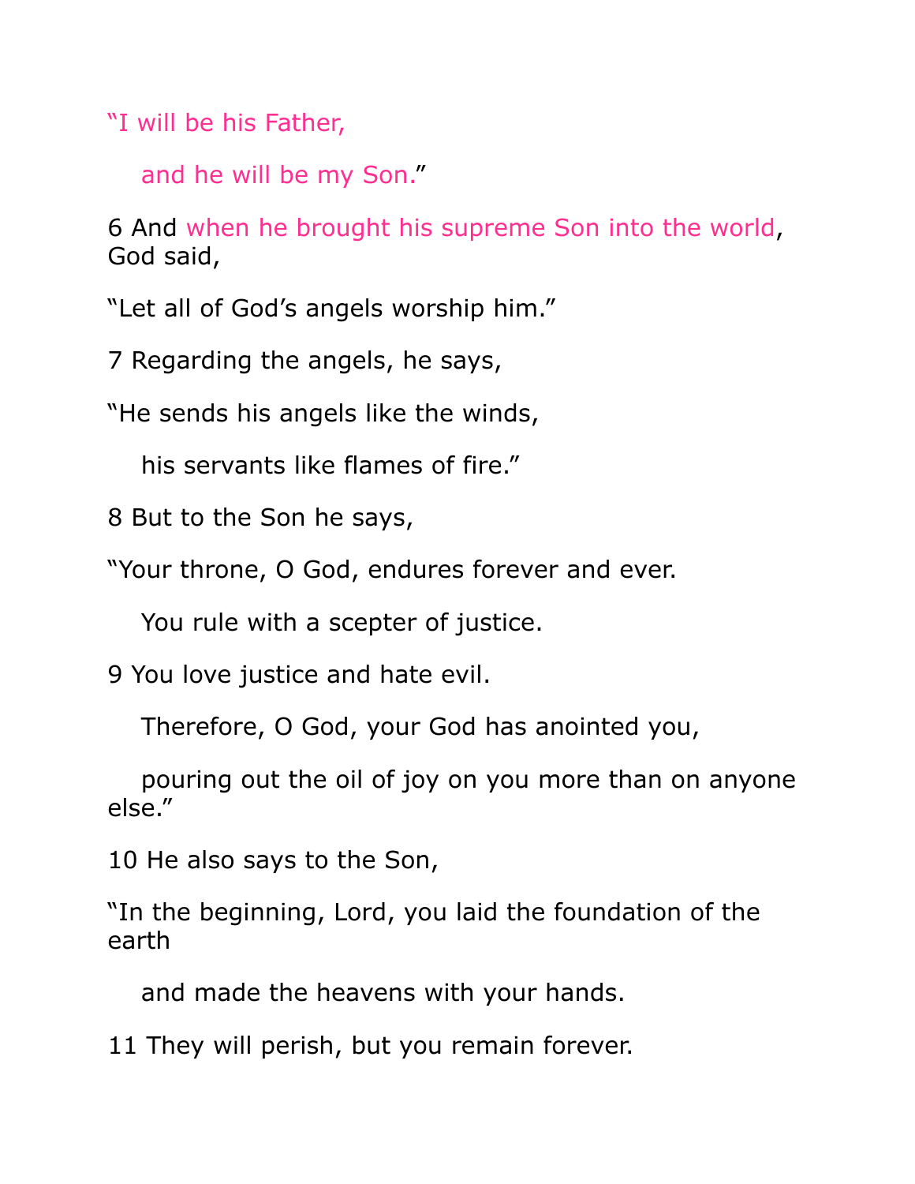"I will be his Father,

and he will be my Son."

6 And when he brought his supreme Son into the world, God said,

"Let all of God's angels worship him."

7 Regarding the angels, he says,

"He sends his angels like the winds,

his servants like flames of fire."

8 But to the Son he says,

"Your throne, O God, endures forever and ever.

You rule with a scepter of justice.

9 You love justice and hate evil.

Therefore, O God, your God has anointed you,

pouring out the oil of joy on you more than on anyone else."

10 He also says to the Son,

"In the beginning, Lord, you laid the foundation of the earth

and made the heavens with your hands.

11 They will perish, but you remain forever.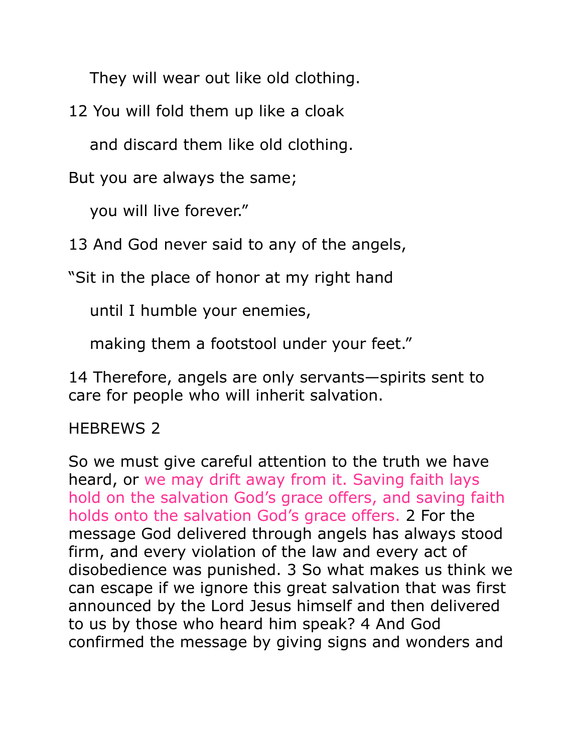They will wear out like old clothing.

12 You will fold them up like a cloak

and discard them like old clothing.

But you are always the same;

you will live forever."

13 And God never said to any of the angels,

"Sit in the place of honor at my right hand

until I humble your enemies,

making them a footstool under your feet."

14 Therefore, angels are only servants—spirits sent to care for people who will inherit salvation.

HEBREWS 2

So we must give careful attention to the truth we have heard, or we may drift away from it. Saving faith lays hold on the salvation God's grace offers, and saving faith holds onto the salvation God's grace offers. 2 For the message God delivered through angels has always stood firm, and every violation of the law and every act of disobedience was punished. 3 So what makes us think we can escape if we ignore this great salvation that was first announced by the Lord Jesus himself and then delivered to us by those who heard him speak? 4 And God confirmed the message by giving signs and wonders and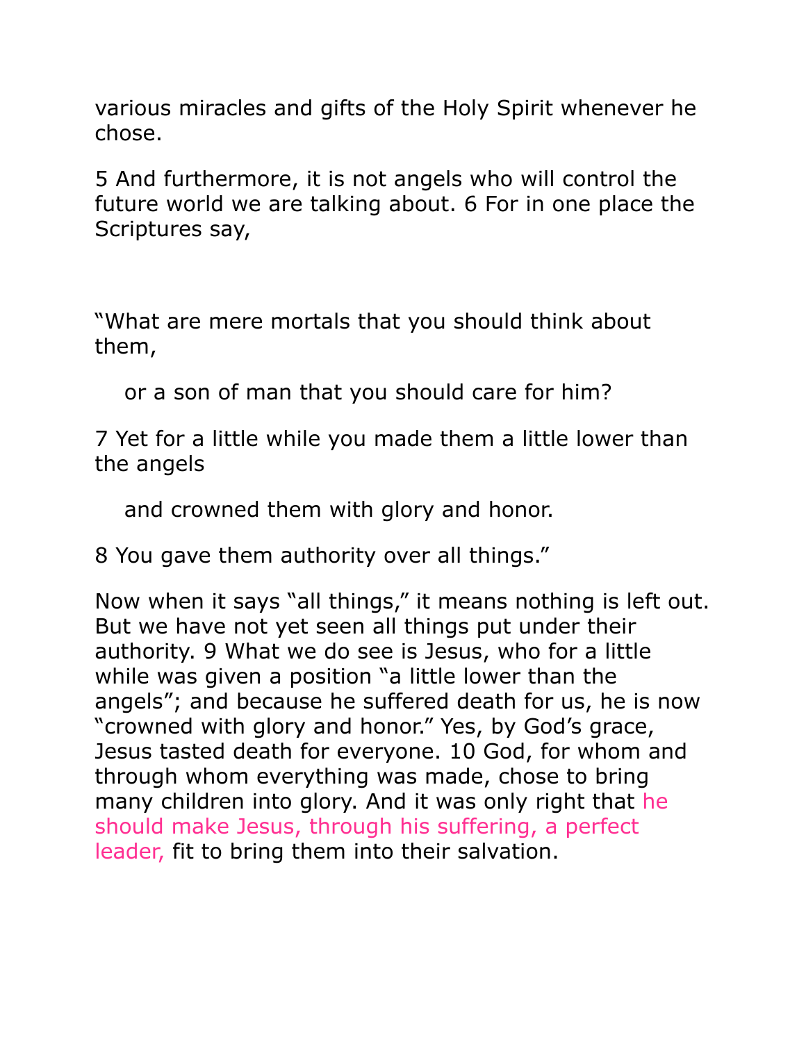various miracles and gifts of the Holy Spirit whenever he chose.

5 And furthermore, it is not angels who will control the future world we are talking about. 6 For in one place the Scriptures say,

"What are mere mortals that you should think about them,

    or a son of man that you should care for him?

7 Yet for a little while you made them a little lower than the angels

    and crowned them with glory and honor.

8 You gave them authority over all things."

Now when it says "all things," it means nothing is left out. But we have not yet seen all things put under their authority. 9 What we do see is Jesus, who for a little while was given a position "a little lower than the angels"; and because he suffered death for us, he is now "crowned with glory and honor." Yes, by God's grace, Jesus tasted death for everyone. 10 God, for whom and through whom everything was made, chose to bring many children into glory. And it was only right that he should make Jesus, through his suffering, a perfect leader, fit to bring them into their salvation.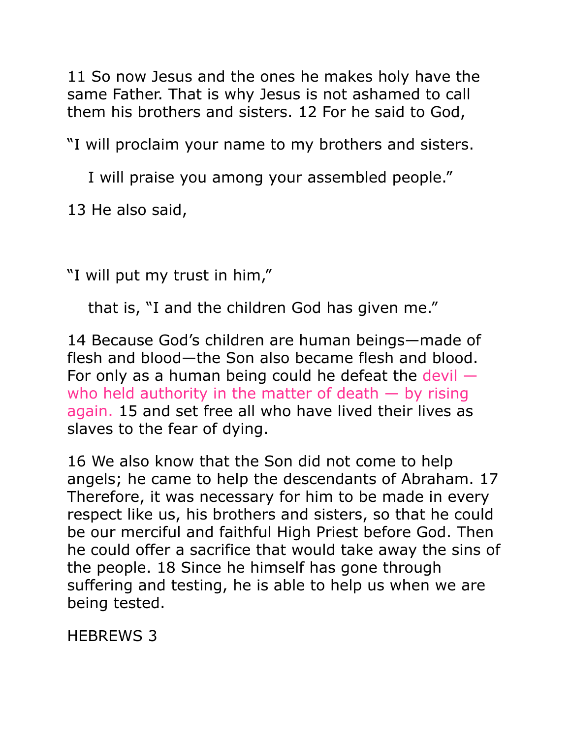11 So now Jesus and the ones he makes holy have the same Father. That is why Jesus is not ashamed to call them his brothers and sisters. 12 For he said to God,

"I will proclaim your name to my brothers and sisters.

I will praise you among your assembled people."

13 He also said,

"I will put my trust in him,"

that is, "I and the children God has given me."

14 Because God's children are human beings—made of flesh and blood—the Son also became flesh and blood. For only as a human being could he defeat the devil — who held authority in the matter of death — by rising again. 15 and set free all who have lived their lives as slaves to the fear of dying.

16 We also know that the Son did not come to help angels; he came to help the descendants of Abraham. 17 Therefore, it was necessary for him to be made in every respect like us, his brothers and sisters, so that he could be our merciful and faithful High Priest before God. Then he could offer a sacrifice that would take away the sins of the people. 18 Since he himself has gone through suffering and testing, he is able to help us when we are being tested.

# HEBREWS 3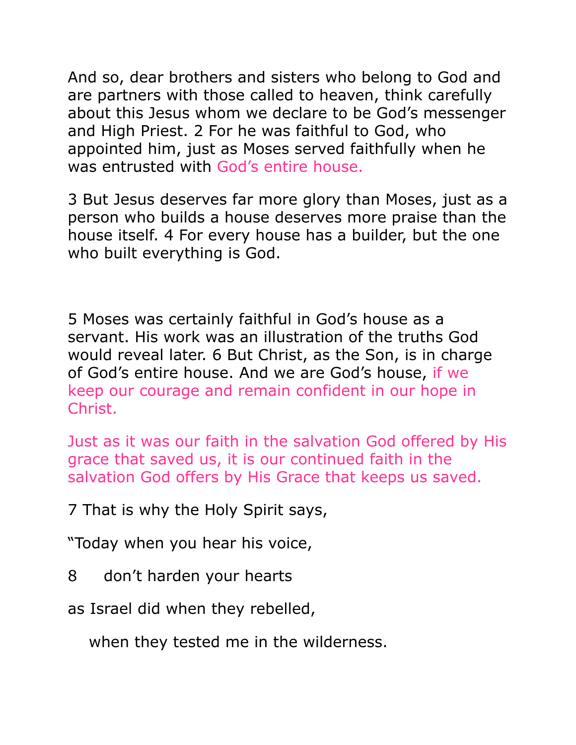And so, dear brothers and sisters who belong to God and are partners with those called to heaven, think carefully about this Jesus whom we declare to be God's messenger and High Priest. 2 For he was faithful to God, who appointed him, just as Moses served faithfully when he was entrusted with God's entire house.

3 But Jesus deserves far more glory than Moses, just as a person who builds a house deserves more praise than the house itself. 4 For every house has a builder, but the one who built everything is God.

5 Moses was certainly faithful in God's house as a servant. His work was an illustration of the truths God would reveal later. 6 But Christ, as the Son, is in charge of God's entire house. And we are God's house, if we keep our courage and remain confident in our hope in Christ.

Just as it was our faith in the salvation God offered by His grace that saved us, it is our continued faith in the salvation God offers by His Grace that keeps us saved.

7 That is why the Holy Spirit says,

"Today when you hear his voice,

8 don't harden your hearts

as Israel did when they rebelled,

when they tested me in the wilderness.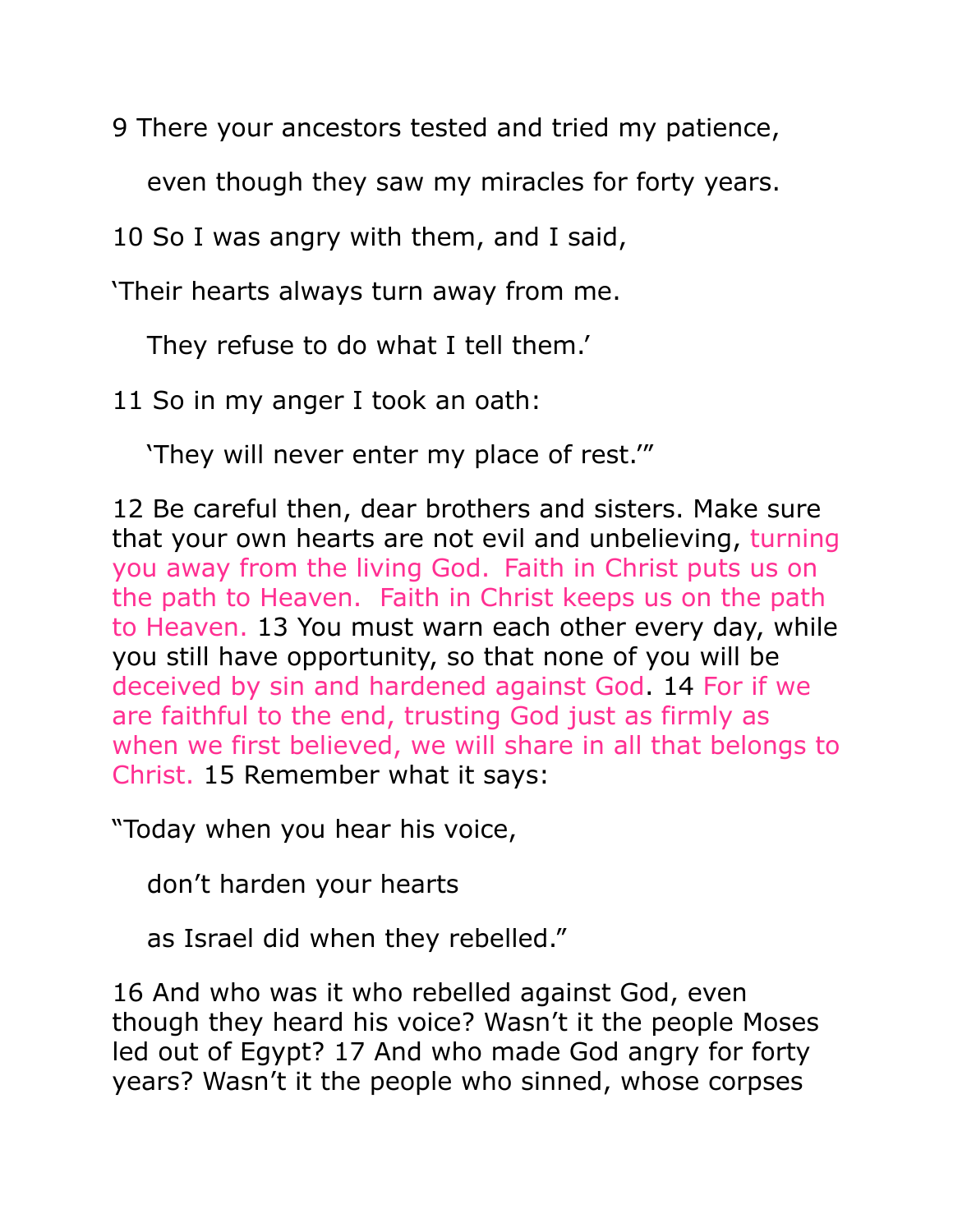9 There your ancestors tested and tried my patience,

even though they saw my miracles for forty years.

10 So I was angry with them, and I said,

‘Their hearts always turn away from me.

They refuse to do what I tell them.’

11 So in my anger I took an oath:

‘They will never enter my place of rest.’”

12 Be careful then, dear brothers and sisters. Make sure that your own hearts are not evil and unbelieving, turning you away from the living God. Faith in Christ puts us on the path to Heaven. Faith in Christ keeps us on the path to Heaven. 13 You must warn each other every day, while you still have opportunity, so that none of you will be deceived by sin and hardened against God. 14 For if we are faithful to the end, trusting God just as firmly as when we first believed, we will share in all that belongs to Christ. 15 Remember what it says:

“Today when you hear his voice,

don’t harden your hearts

as Israel did when they rebelled.”

16 And who was it who rebelled against God, even though they heard his voice? Wasn’t it the people Moses led out of Egypt? 17 And who made God angry for forty years? Wasn’t it the people who sinned, whose corpses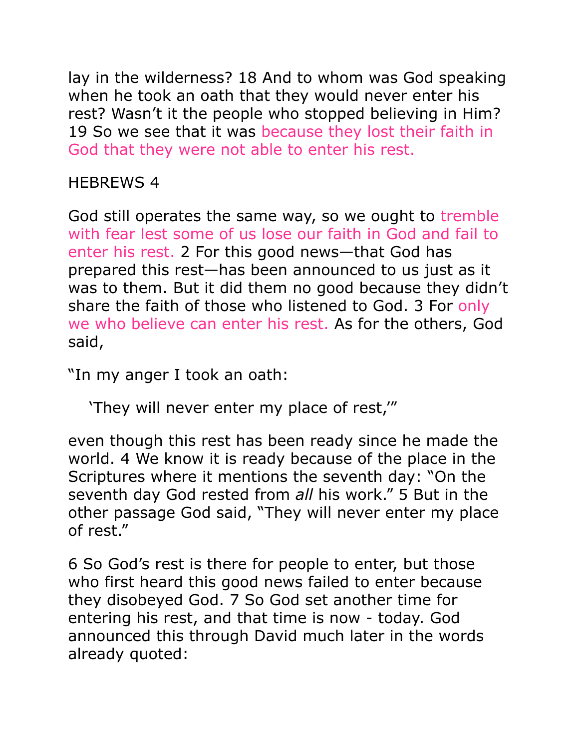lay in the wilderness? 18 And to whom was God speaking when he took an oath that they would never enter his rest? Wasn't it the people who stopped believing in Him? 19 So we see that it was because they lost their faith in God that they were not able to enter his rest.

HEBREWS 4

God still operates the same way, so we ought to tremble with fear lest some of us lose our faith in God and fail to enter his rest. 2 For this good news—that God has prepared this rest—has been announced to us just as it was to them. But it did them no good because they didn't share the faith of those who listened to God. 3 For only we who believe can enter his rest. As for the others, God said,

"In my anger I took an oath:

'They will never enter my place of rest,'"

even though this rest has been ready since he made the world. 4 We know it is ready because of the place in the Scriptures where it mentions the seventh day: "On the seventh day God rested from *all* his work." 5 But in the other passage God said, "They will never enter my place of rest."

6 So God's rest is there for people to enter, but those who first heard this good news failed to enter because they disobeyed God. 7 So God set another time for entering his rest, and that time is now - today. God announced this through David much later in the words already quoted: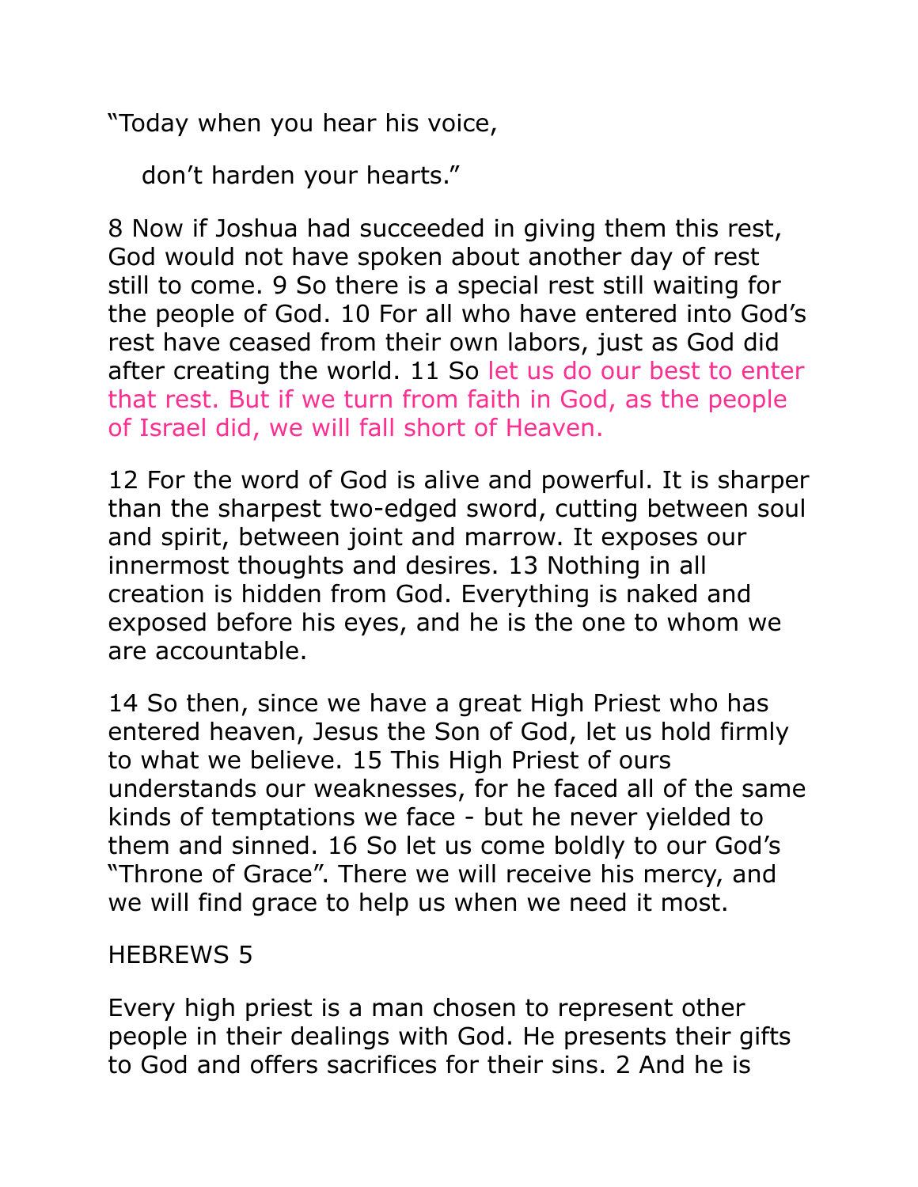"Today when you hear his voice,

don't harden your hearts."

8 Now if Joshua had succeeded in giving them this rest, God would not have spoken about another day of rest still to come. 9 So there is a special rest still waiting for the people of God. 10 For all who have entered into God's rest have ceased from their own labors, just as God did after creating the world. 11 So let us do our best to enter that rest. But if we turn from faith in God, as the people of Israel did, we will fall short of Heaven.

12 For the word of God is alive and powerful. It is sharper than the sharpest two-edged sword, cutting between soul and spirit, between joint and marrow. It exposes our innermost thoughts and desires. 13 Nothing in all creation is hidden from God. Everything is naked and exposed before his eyes, and he is the one to whom we are accountable.

14 So then, since we have a great High Priest who has entered heaven, Jesus the Son of God, let us hold firmly to what we believe. 15 This High Priest of ours understands our weaknesses, for he faced all of the same kinds of temptations we face - but he never yielded to them and sinned. 16 So let us come boldly to our God's "Throne of Grace". There we will receive his mercy, and we will find grace to help us when we need it most.

HEBREWS 5

Every high priest is a man chosen to represent other people in their dealings with God. He presents their gifts to God and offers sacrifices for their sins. 2 And he is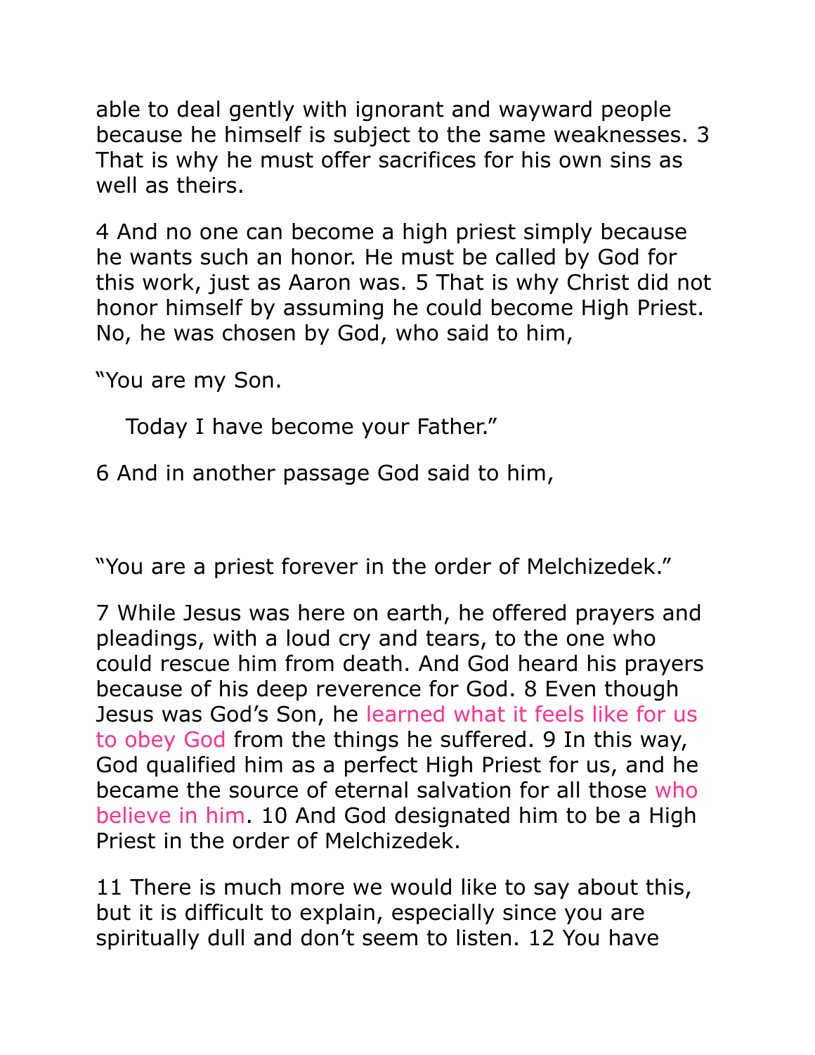able to deal gently with ignorant and wayward people because he himself is subject to the same weaknesses. 3 That is why he must offer sacrifices for his own sins as well as theirs.

4 And no one can become a high priest simply because he wants such an honor. He must be called by God for this work, just as Aaron was. 5 That is why Christ did not honor himself by assuming he could become High Priest. No, he was chosen by God, who said to him,

“You are my Son.

Today I have become your Father.”

6 And in another passage God said to him,

“You are a priest forever in the order of Melchizedek.”

7 While Jesus was here on earth, he offered prayers and pleadings, with a loud cry and tears, to the one who could rescue him from death. And God heard his prayers because of his deep reverence for God. 8 Even though Jesus was God’s Son, he learned what it feels like for us to obey God from the things he suffered. 9 In this way, God qualified him as a perfect High Priest for us, and he became the source of eternal salvation for all those who believe in him. 10 And God designated him to be a High Priest in the order of Melchizedek.

11 There is much more we would like to say about this, but it is difficult to explain, especially since you are spiritually dull and don’t seem to listen. 12 You have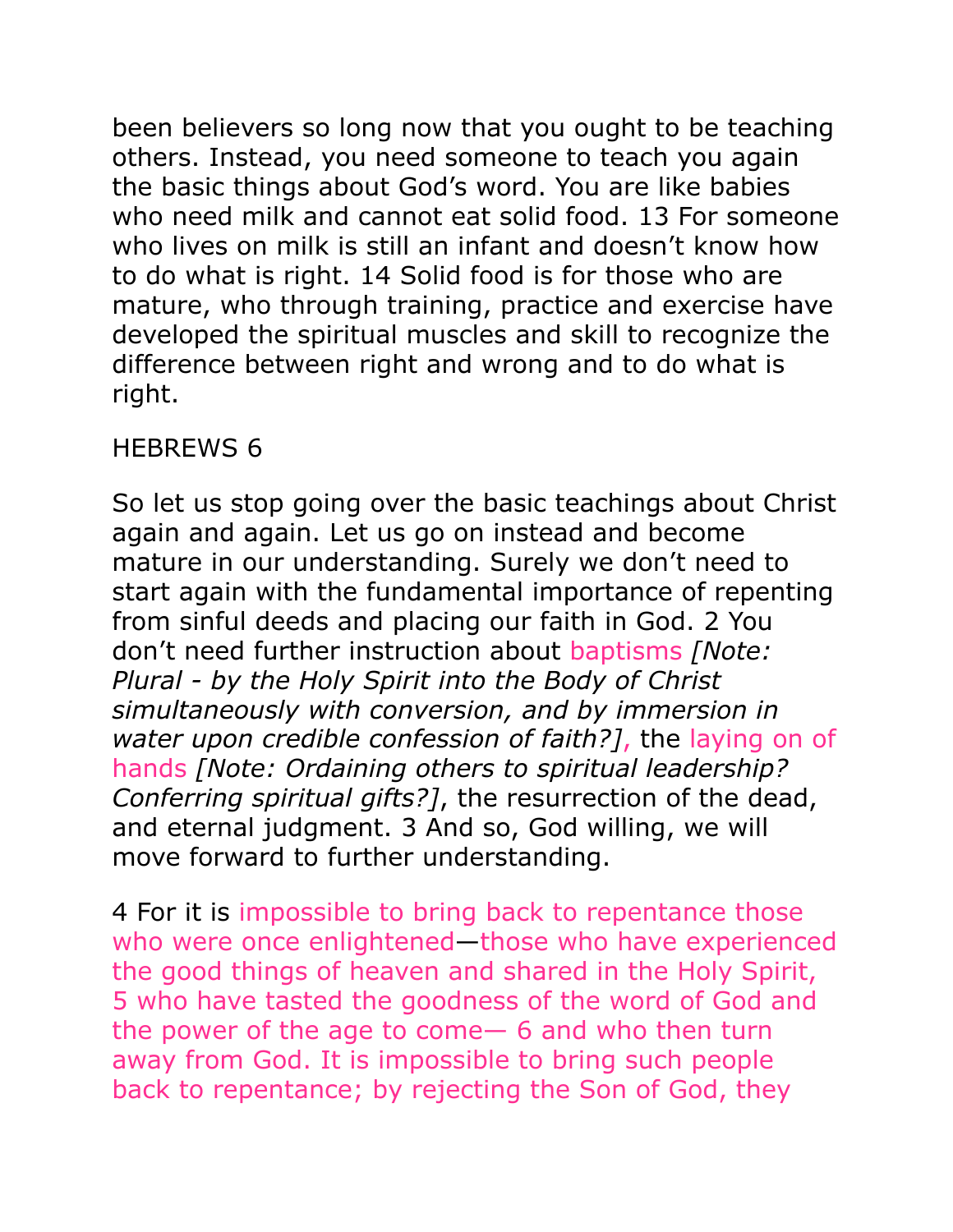been believers so long now that you ought to be teaching others. Instead, you need someone to teach you again the basic things about God's word. You are like babies who need milk and cannot eat solid food. 13 For someone who lives on milk is still an infant and doesn't know how to do what is right. 14 Solid food is for those who are mature, who through training, practice and exercise have developed the spiritual muscles and skill to recognize the difference between right and wrong and to do what is right.

HEBREWS 6

So let us stop going over the basic teachings about Christ again and again. Let us go on instead and become mature in our understanding. Surely we don't need to start again with the fundamental importance of repenting from sinful deeds and placing our faith in God. 2 You don't need further instruction about baptisms *[Note: Plural - by the Holy Spirit into the Body of Christ simultaneously with conversion, and by immersion in water upon credible confession of faith?]*, the laying on of hands *[Note: Ordaining others to spiritual leadership? Conferring spiritual gifts?]*, the resurrection of the dead, and eternal judgment. 3 And so, God willing, we will move forward to further understanding.

4 For it is impossible to bring back to repentance those who were once enlightened—those who have experienced the good things of heaven and shared in the Holy Spirit, 5 who have tasted the goodness of the word of God and the power of the age to come— 6 and who then turn away from God. It is impossible to bring such people back to repentance; by rejecting the Son of God, they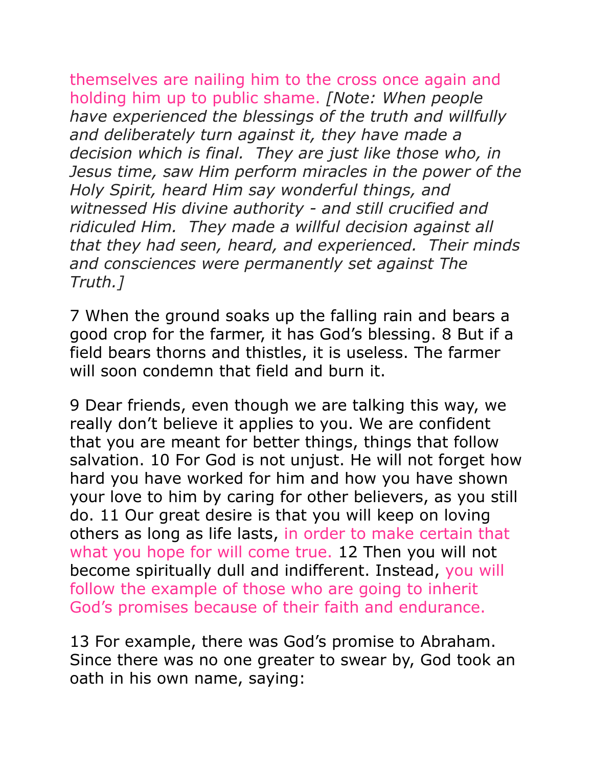themselves are nailing him to the cross once again and holding him up to public shame. *[Note: When people have experienced the blessings of the truth and willfully and deliberately turn against it, they have made a decision which is final. They are just like those who, in Jesus time, saw Him perform miracles in the power of the Holy Spirit, heard Him say wonderful things, and witnessed His divine authority - and still crucified and ridiculed Him. They made a willful decision against all that they had seen, heard, and experienced. Their minds and consciences were permanently set against The Truth.]*

7 When the ground soaks up the falling rain and bears a good crop for the farmer, it has God's blessing. 8 But if a field bears thorns and thistles, it is useless. The farmer will soon condemn that field and burn it.

9 Dear friends, even though we are talking this way, we really don't believe it applies to you. We are confident that you are meant for better things, things that follow salvation. 10 For God is not unjust. He will not forget how hard you have worked for him and how you have shown your love to him by caring for other believers, as you still do. 11 Our great desire is that you will keep on loving others as long as life lasts, in order to make certain that what you hope for will come true. 12 Then you will not become spiritually dull and indifferent. Instead, you will follow the example of those who are going to inherit God's promises because of their faith and endurance.

13 For example, there was God's promise to Abraham. Since there was no one greater to swear by, God took an oath in his own name, saying: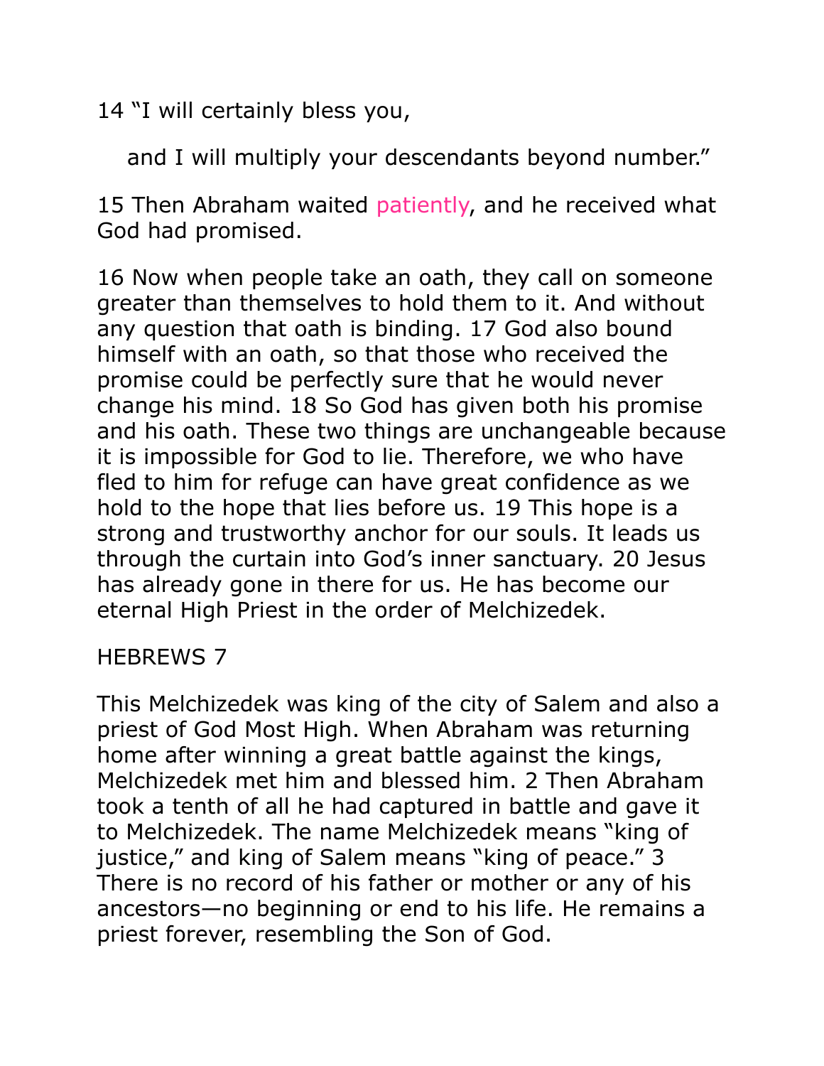14 “I will certainly bless you,

and I will multiply your descendants beyond number.”

15 Then Abraham waited patiently, and he received what God had promised.

16 Now when people take an oath, they call on someone greater than themselves to hold them to it. And without any question that oath is binding. 17 God also bound himself with an oath, so that those who received the promise could be perfectly sure that he would never change his mind. 18 So God has given both his promise and his oath. These two things are unchangeable because it is impossible for God to lie. Therefore, we who have fled to him for refuge can have great confidence as we hold to the hope that lies before us. 19 This hope is a strong and trustworthy anchor for our souls. It leads us through the curtain into God’s inner sanctuary. 20 Jesus has already gone in there for us. He has become our eternal High Priest in the order of Melchizedek.

HEBREWS 7

This Melchizedek was king of the city of Salem and also a priest of God Most High. When Abraham was returning home after winning a great battle against the kings, Melchizedek met him and blessed him. 2 Then Abraham took a tenth of all he had captured in battle and gave it to Melchizedek. The name Melchizedek means “king of justice,” and king of Salem means “king of peace.” 3 There is no record of his father or mother or any of his ancestors—no beginning or end to his life. He remains a priest forever, resembling the Son of God.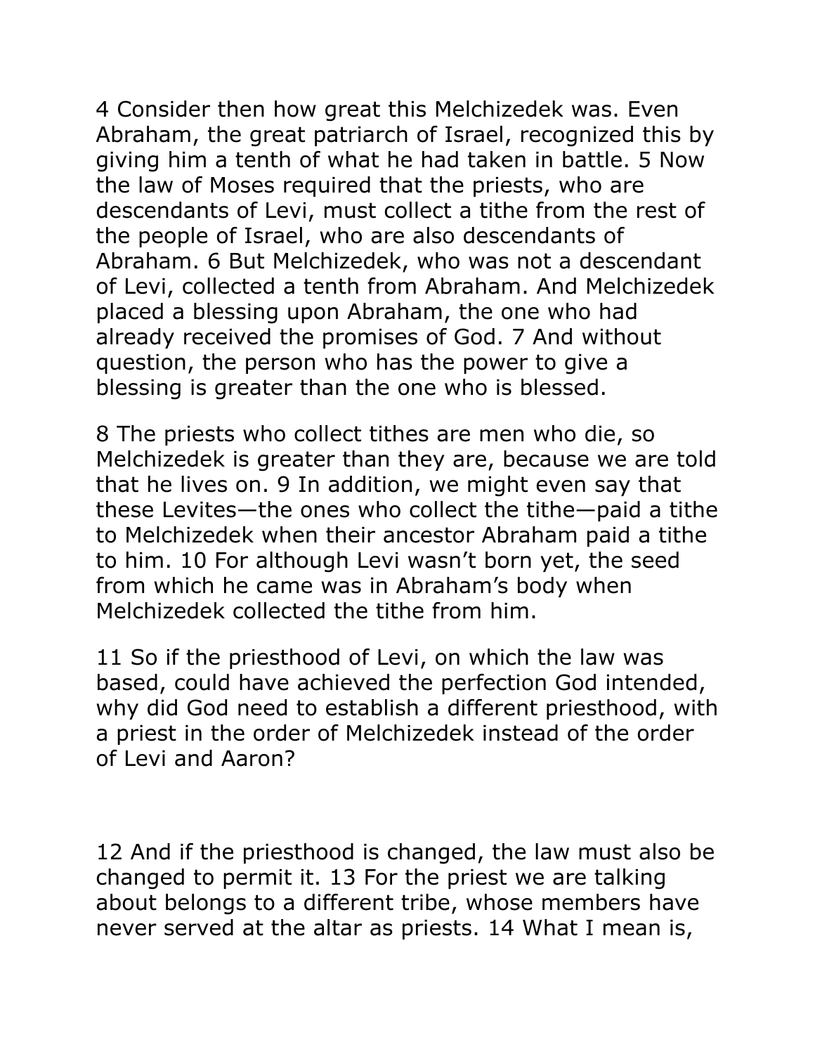4 Consider then how great this Melchizedek was. Even Abraham, the great patriarch of Israel, recognized this by giving him a tenth of what he had taken in battle. 5 Now the law of Moses required that the priests, who are descendants of Levi, must collect a tithe from the rest of the people of Israel, who are also descendants of Abraham. 6 But Melchizedek, who was not a descendant of Levi, collected a tenth from Abraham. And Melchizedek placed a blessing upon Abraham, the one who had already received the promises of God. 7 And without question, the person who has the power to give a blessing is greater than the one who is blessed.

8 The priests who collect tithes are men who die, so Melchizedek is greater than they are, because we are told that he lives on. 9 In addition, we might even say that these Levites—the ones who collect the tithe—paid a tithe to Melchizedek when their ancestor Abraham paid a tithe to him. 10 For although Levi wasn't born yet, the seed from which he came was in Abraham's body when Melchizedek collected the tithe from him.

11 So if the priesthood of Levi, on which the law was based, could have achieved the perfection God intended, why did God need to establish a different priesthood, with a priest in the order of Melchizedek instead of the order of Levi and Aaron?

12 And if the priesthood is changed, the law must also be changed to permit it. 13 For the priest we are talking about belongs to a different tribe, whose members have never served at the altar as priests. 14 What I mean is,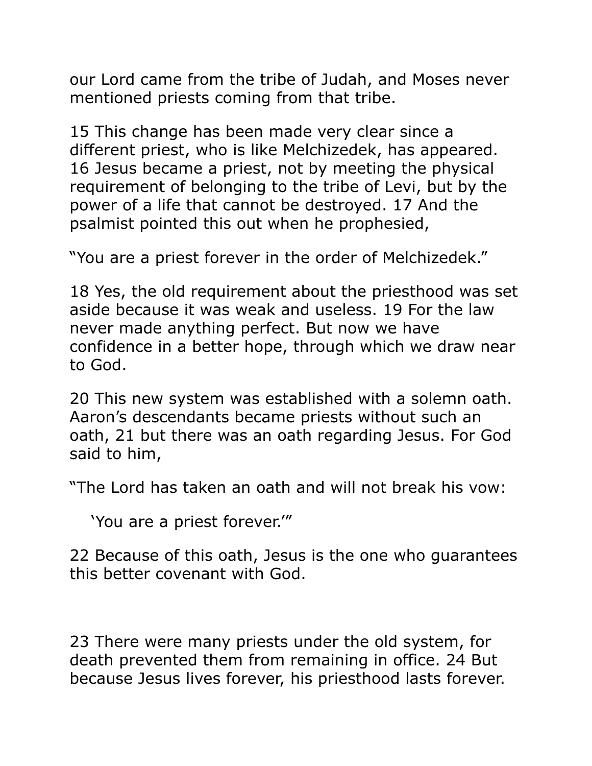our Lord came from the tribe of Judah, and Moses never mentioned priests coming from that tribe.

15 This change has been made very clear since a different priest, who is like Melchizedek, has appeared. 16 Jesus became a priest, not by meeting the physical requirement of belonging to the tribe of Levi, but by the power of a life that cannot be destroyed. 17 And the psalmist pointed this out when he prophesied,

“You are a priest forever in the order of Melchizedek.”

18 Yes, the old requirement about the priesthood was set aside because it was weak and useless. 19 For the law never made anything perfect. But now we have confidence in a better hope, through which we draw near to God.

20 This new system was established with a solemn oath. Aaron’s descendants became priests without such an oath, 21 but there was an oath regarding Jesus. For God said to him,

“The Lord has taken an oath and will not break his vow:

‘You are a priest forever.’”

22 Because of this oath, Jesus is the one who guarantees this better covenant with God.

23 There were many priests under the old system, for death prevented them from remaining in office. 24 But because Jesus lives forever, his priesthood lasts forever.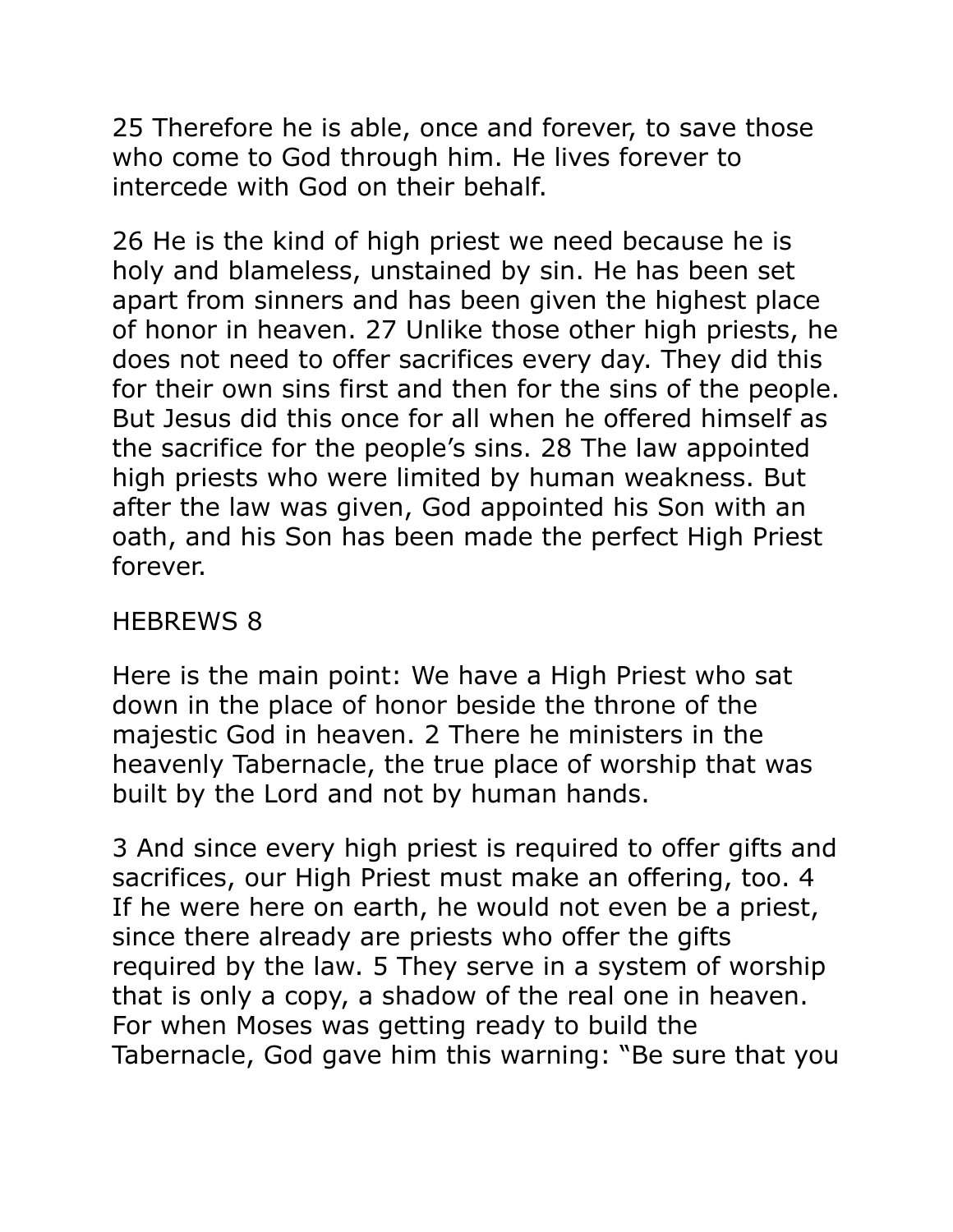25 Therefore he is able, once and forever, to save those who come to God through him. He lives forever to intercede with God on their behalf.

26 He is the kind of high priest we need because he is holy and blameless, unstained by sin. He has been set apart from sinners and has been given the highest place of honor in heaven. 27 Unlike those other high priests, he does not need to offer sacrifices every day. They did this for their own sins first and then for the sins of the people. But Jesus did this once for all when he offered himself as the sacrifice for the people’s sins. 28 The law appointed high priests who were limited by human weakness. But after the law was given, God appointed his Son with an oath, and his Son has been made the perfect High Priest forever.

## HEBREWS 8

Here is the main point: We have a High Priest who sat down in the place of honor beside the throne of the majestic God in heaven. 2 There he ministers in the heavenly Tabernacle, the true place of worship that was built by the Lord and not by human hands.

3 And since every high priest is required to offer gifts and sacrifices, our High Priest must make an offering, too. 4 If he were here on earth, he would not even be a priest, since there already are priests who offer the gifts required by the law. 5 They serve in a system of worship that is only a copy, a shadow of the real one in heaven. For when Moses was getting ready to build the Tabernacle, God gave him this warning: “Be sure that you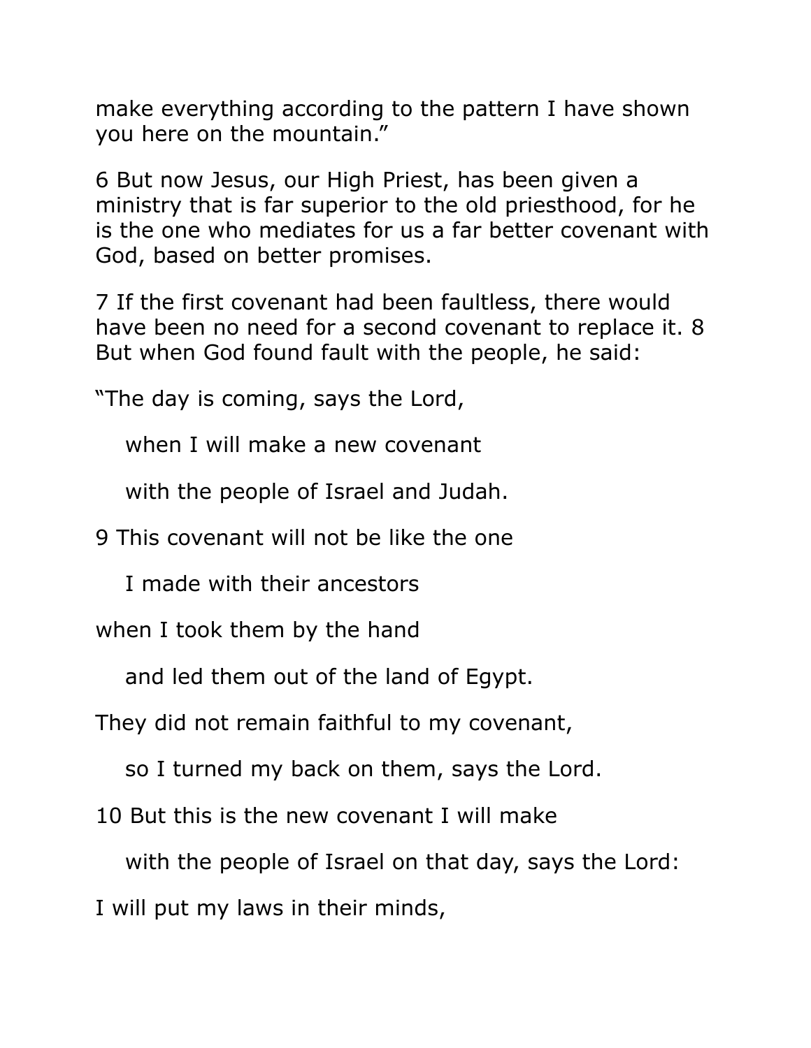make everything according to the pattern I have shown you here on the mountain."

6 But now Jesus, our High Priest, has been given a ministry that is far superior to the old priesthood, for he is the one who mediates for us a far better covenant with God, based on better promises.

7 If the first covenant had been faultless, there would have been no need for a second covenant to replace it. 8 But when God found fault with the people, he said:

"The day is coming, says the Lord,

when I will make a new covenant

with the people of Israel and Judah.

9 This covenant will not be like the one

I made with their ancestors

when I took them by the hand

and led them out of the land of Egypt.

They did not remain faithful to my covenant,

so I turned my back on them, says the Lord.

10 But this is the new covenant I will make

with the people of Israel on that day, says the Lord:

I will put my laws in their minds,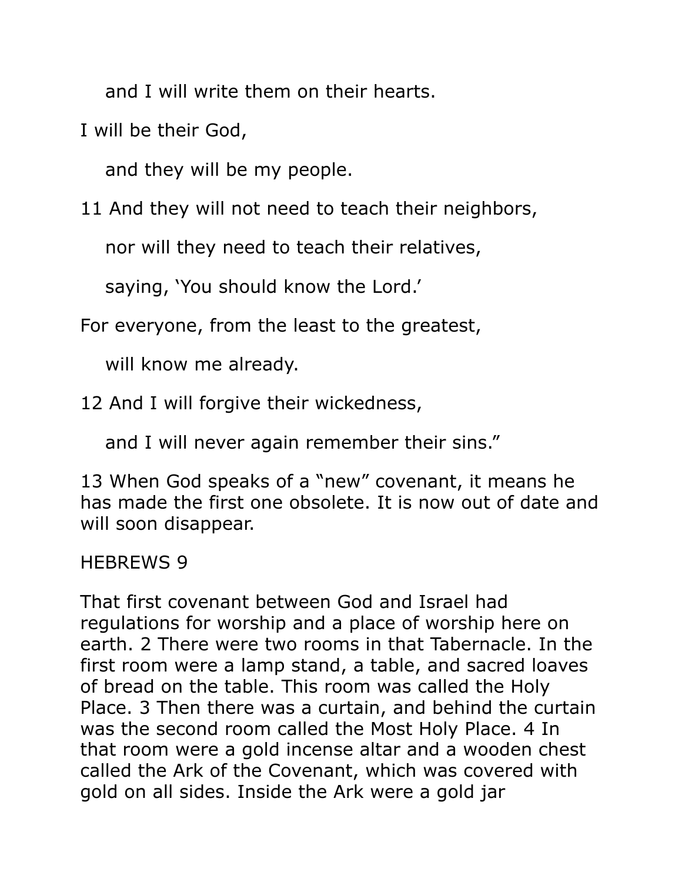and I will write them on their hearts.

I will be their God,

and they will be my people.

11 And they will not need to teach their neighbors,

nor will they need to teach their relatives,

saying, ‘You should know the Lord.’

For everyone, from the least to the greatest,

will know me already.

12 And I will forgive their wickedness,

and I will never again remember their sins.”

13 When God speaks of a “new” covenant, it means he has made the first one obsolete. It is now out of date and will soon disappear.

## HEBREWS 9

That first covenant between God and Israel had regulations for worship and a place of worship here on earth. 2 There were two rooms in that Tabernacle. In the first room were a lamp stand, a table, and sacred loaves of bread on the table. This room was called the Holy Place. 3 Then there was a curtain, and behind the curtain was the second room called the Most Holy Place. 4 In that room were a gold incense altar and a wooden chest called the Ark of the Covenant, which was covered with gold on all sides. Inside the Ark were a gold jar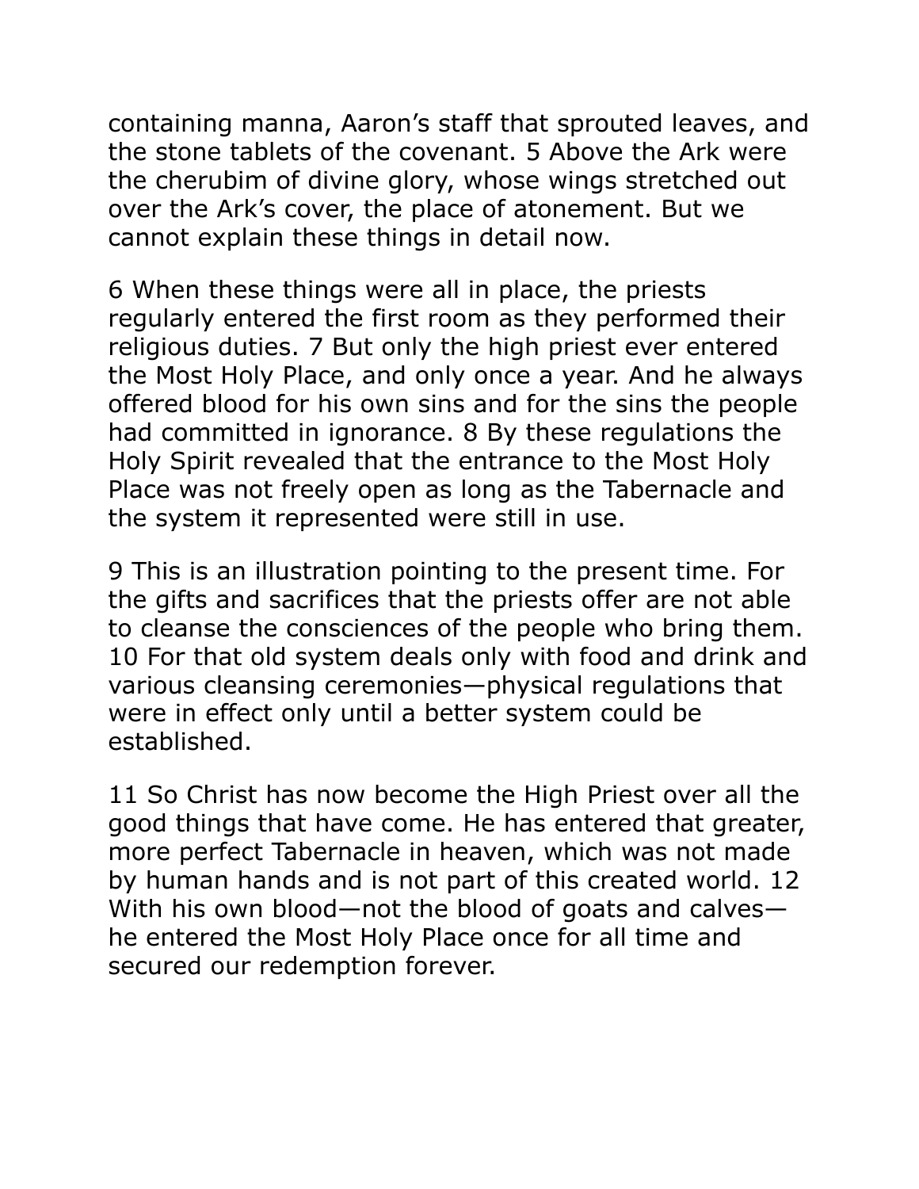containing manna, Aaron’s staff that sprouted leaves, and the stone tablets of the covenant. 5 Above the Ark were the cherubim of divine glory, whose wings stretched out over the Ark’s cover, the place of atonement. But we cannot explain these things in detail now.

6 When these things were all in place, the priests regularly entered the first room as they performed their religious duties. 7 But only the high priest ever entered the Most Holy Place, and only once a year. And he always offered blood for his own sins and for the sins the people had committed in ignorance. 8 By these regulations the Holy Spirit revealed that the entrance to the Most Holy Place was not freely open as long as the Tabernacle and the system it represented were still in use.

9 This is an illustration pointing to the present time. For the gifts and sacrifices that the priests offer are not able to cleanse the consciences of the people who bring them. 10 For that old system deals only with food and drink and various cleansing ceremonies—physical regulations that were in effect only until a better system could be established.

11 So Christ has now become the High Priest over all the good things that have come. He has entered that greater, more perfect Tabernacle in heaven, which was not made by human hands and is not part of this created world. 12 With his own blood—not the blood of goats and calves—he entered the Most Holy Place once for all time and secured our redemption forever.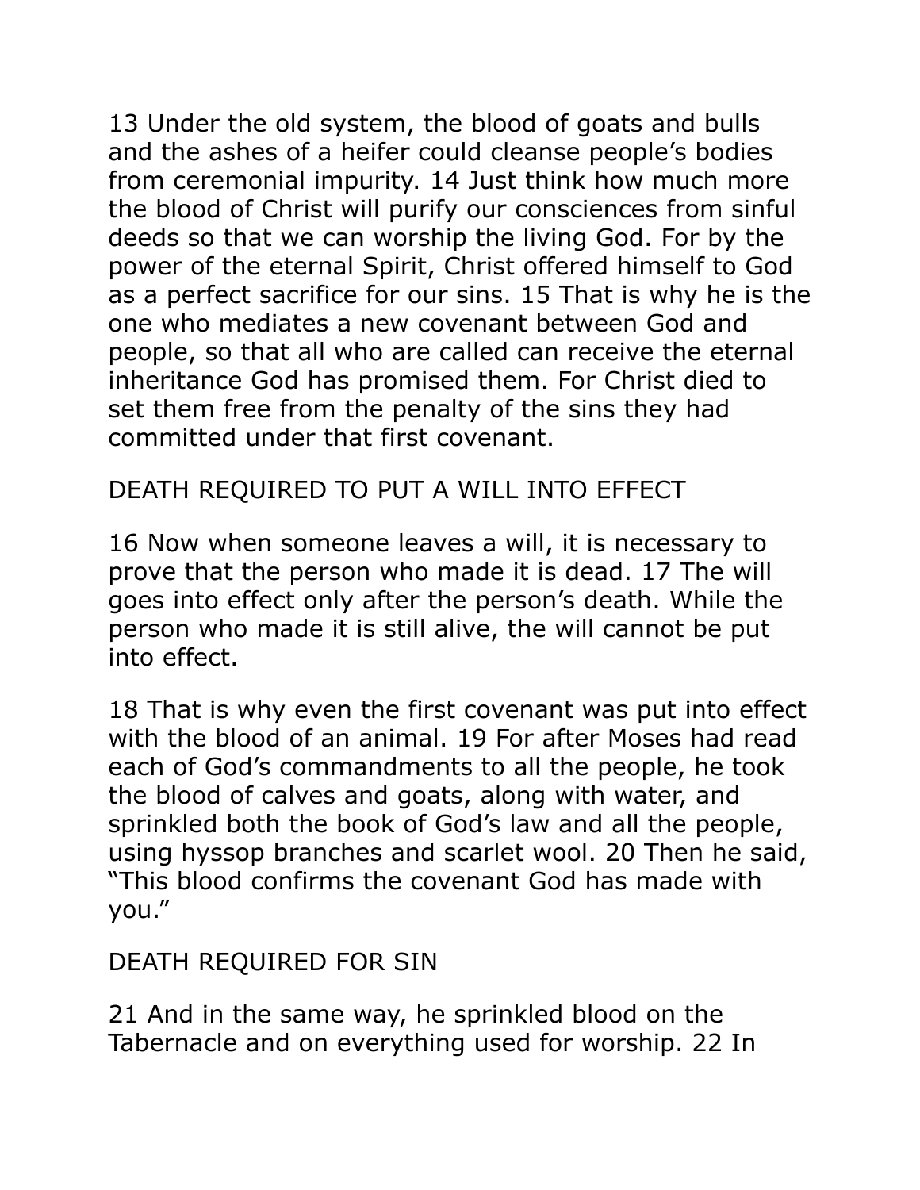13 Under the old system, the blood of goats and bulls and the ashes of a heifer could cleanse people's bodies from ceremonial impurity. 14 Just think how much more the blood of Christ will purify our consciences from sinful deeds so that we can worship the living God. For by the power of the eternal Spirit, Christ offered himself to God as a perfect sacrifice for our sins. 15 That is why he is the one who mediates a new covenant between God and people, so that all who are called can receive the eternal inheritance God has promised them. For Christ died to set them free from the penalty of the sins they had committed under that first covenant.

## DEATH REQUIRED TO PUT A WILL INTO EFFECT

16 Now when someone leaves a will, it is necessary to prove that the person who made it is dead. 17 The will goes into effect only after the person's death. While the person who made it is still alive, the will cannot be put into effect.

18 That is why even the first covenant was put into effect with the blood of an animal. 19 For after Moses had read each of God's commandments to all the people, he took the blood of calves and goats, along with water, and sprinkled both the book of God's law and all the people, using hyssop branches and scarlet wool. 20 Then he said, "This blood confirms the covenant God has made with you."

## DEATH REQUIRED FOR SIN

21 And in the same way, he sprinkled blood on the Tabernacle and on everything used for worship. 22 In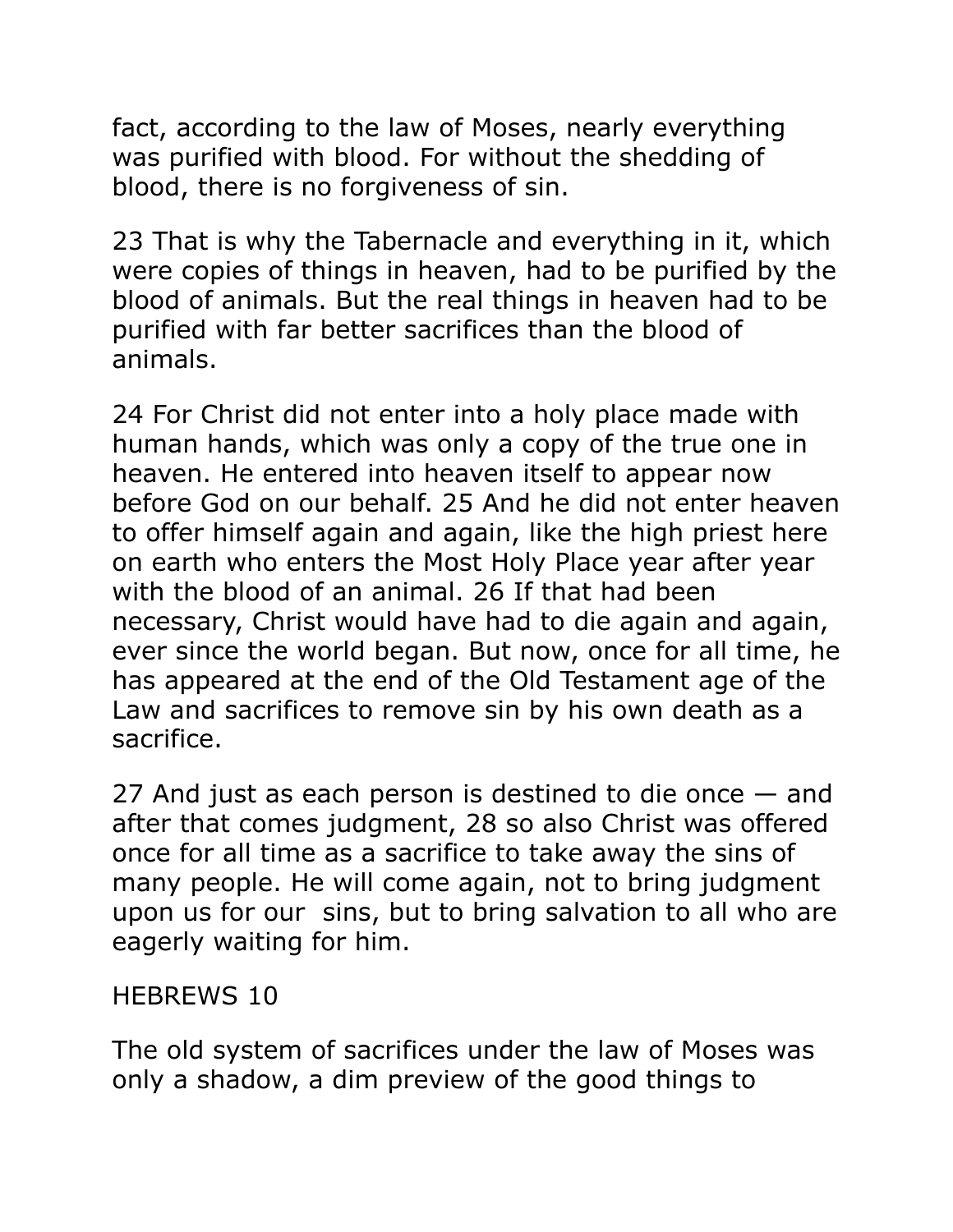fact, according to the law of Moses, nearly everything was purified with blood. For without the shedding of blood, there is no forgiveness of sin.

23 That is why the Tabernacle and everything in it, which were copies of things in heaven, had to be purified by the blood of animals. But the real things in heaven had to be purified with far better sacrifices than the blood of animals.

24 For Christ did not enter into a holy place made with human hands, which was only a copy of the true one in heaven. He entered into heaven itself to appear now before God on our behalf. 25 And he did not enter heaven to offer himself again and again, like the high priest here on earth who enters the Most Holy Place year after year with the blood of an animal. 26 If that had been necessary, Christ would have had to die again and again, ever since the world began. But now, once for all time, he has appeared at the end of the Old Testament age of the Law and sacrifices to remove sin by his own death as a sacrifice.

27 And just as each person is destined to die once — and after that comes judgment, 28 so also Christ was offered once for all time as a sacrifice to take away the sins of many people. He will come again, not to bring judgment upon us for our sins, but to bring salvation to all who are eagerly waiting for him.

## HEBREWS 10

The old system of sacrifices under the law of Moses was only a shadow, a dim preview of the good things to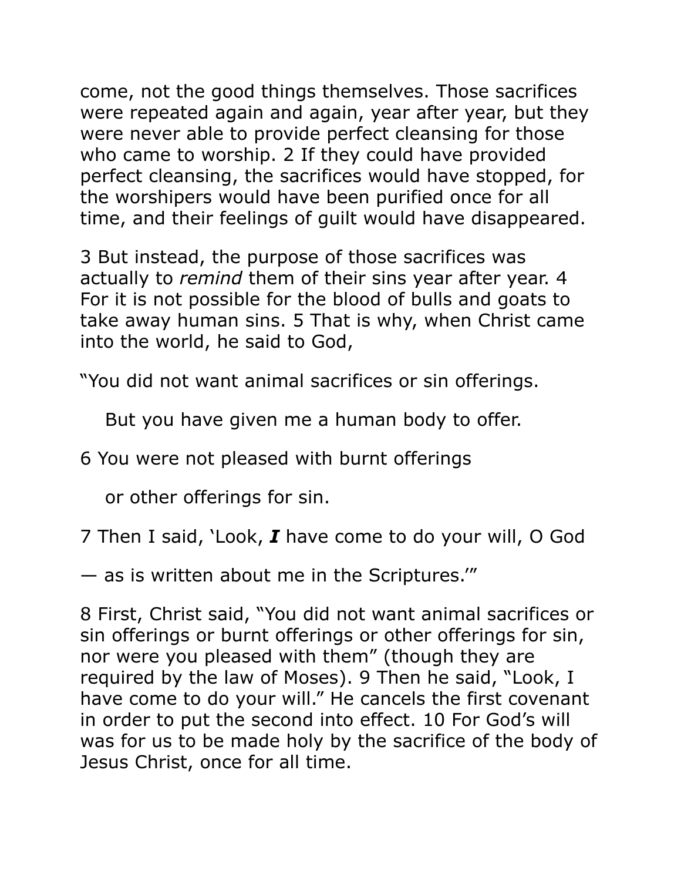come, not the good things themselves. Those sacrifices were repeated again and again, year after year, but they were never able to provide perfect cleansing for those who came to worship. 2 If they could have provided perfect cleansing, the sacrifices would have stopped, for the worshipers would have been purified once for all time, and their feelings of guilt would have disappeared.

3 But instead, the purpose of those sacrifices was actually to *remind* them of their sins year after year. 4 For it is not possible for the blood of bulls and goats to take away human sins. 5 That is why, when Christ came into the world, he said to God,

"You did not want animal sacrifices or sin offerings.

But you have given me a human body to offer.

6 You were not pleased with burnt offerings

or other offerings for sin.

7 Then I said, 'Look, ***I*** have come to do your will, O God

— as is written about me in the Scriptures.'"

8 First, Christ said, "You did not want animal sacrifices or sin offerings or burnt offerings or other offerings for sin, nor were you pleased with them" (though they are required by the law of Moses). 9 Then he said, "Look, I have come to do your will." He cancels the first covenant in order to put the second into effect. 10 For God's will was for us to be made holy by the sacrifice of the body of Jesus Christ, once for all time.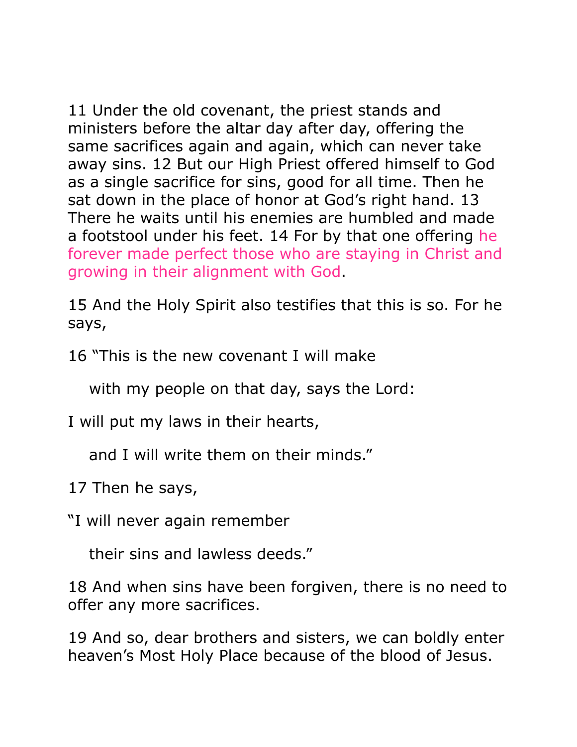11 Under the old covenant, the priest stands and ministers before the altar day after day, offering the same sacrifices again and again, which can never take away sins. 12 But our High Priest offered himself to God as a single sacrifice for sins, good for all time. Then he sat down in the place of honor at God's right hand. 13 There he waits until his enemies are humbled and made a footstool under his feet. 14 For by that one offering he forever made perfect those who are staying in Christ and growing in their alignment with God.

15 And the Holy Spirit also testifies that this is so. For he says,

16 "This is the new covenant I will make

with my people on that day, says the Lord:

I will put my laws in their hearts,

and I will write them on their minds."

17 Then he says,

"I will never again remember

their sins and lawless deeds."

18 And when sins have been forgiven, there is no need to offer any more sacrifices.

19 And so, dear brothers and sisters, we can boldly enter heaven's Most Holy Place because of the blood of Jesus.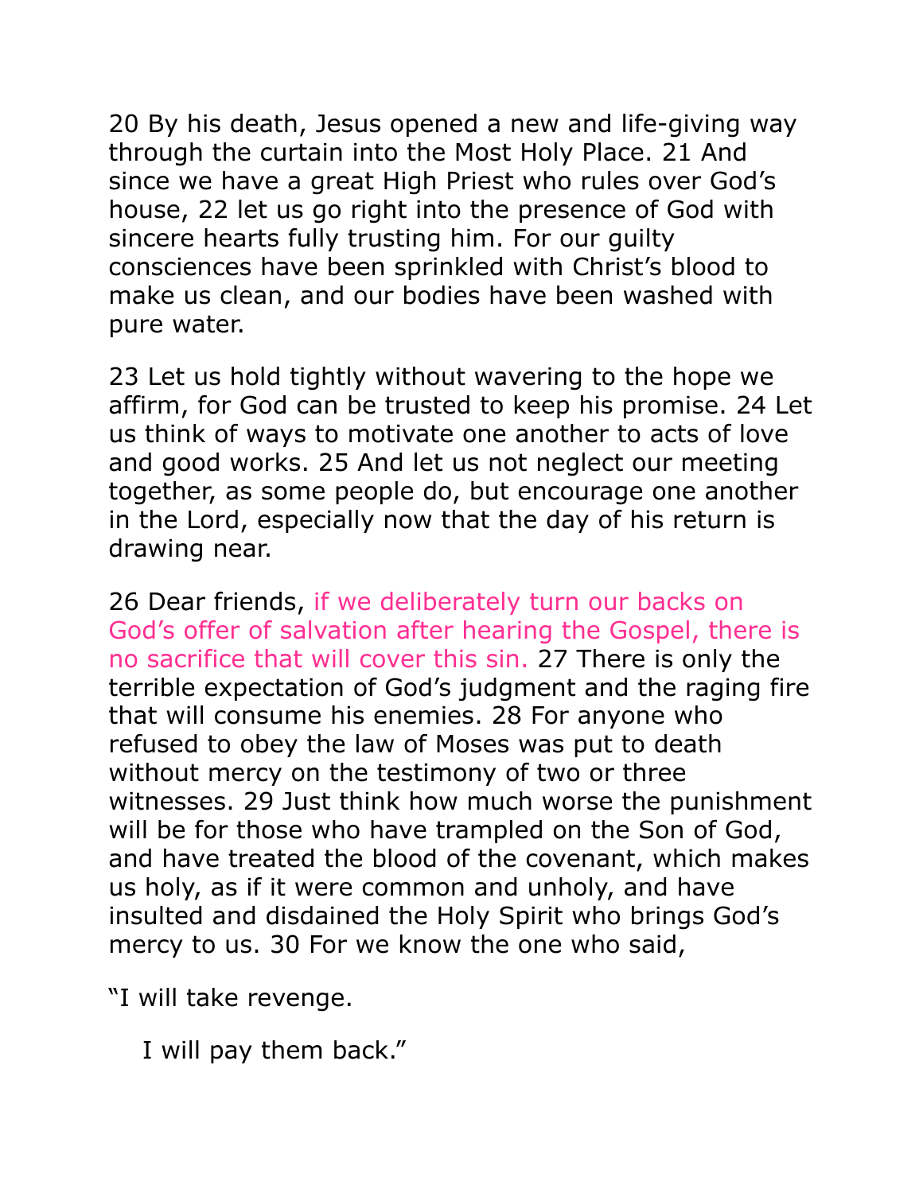20 By his death, Jesus opened a new and life-giving way through the curtain into the Most Holy Place. 21 And since we have a great High Priest who rules over God's house, 22 let us go right into the presence of God with sincere hearts fully trusting him. For our guilty consciences have been sprinkled with Christ's blood to make us clean, and our bodies have been washed with pure water.

23 Let us hold tightly without wavering to the hope we affirm, for God can be trusted to keep his promise. 24 Let us think of ways to motivate one another to acts of love and good works. 25 And let us not neglect our meeting together, as some people do, but encourage one another in the Lord, especially now that the day of his return is drawing near.

26 Dear friends, if we deliberately turn our backs on God's offer of salvation after hearing the Gospel, there is no sacrifice that will cover this sin. 27 There is only the terrible expectation of God's judgment and the raging fire that will consume his enemies. 28 For anyone who refused to obey the law of Moses was put to death without mercy on the testimony of two or three witnesses. 29 Just think how much worse the punishment will be for those who have trampled on the Son of God, and have treated the blood of the covenant, which makes us holy, as if it were common and unholy, and have insulted and disdained the Holy Spirit who brings God's mercy to us. 30 For we know the one who said,

"I will take revenge.

I will pay them back."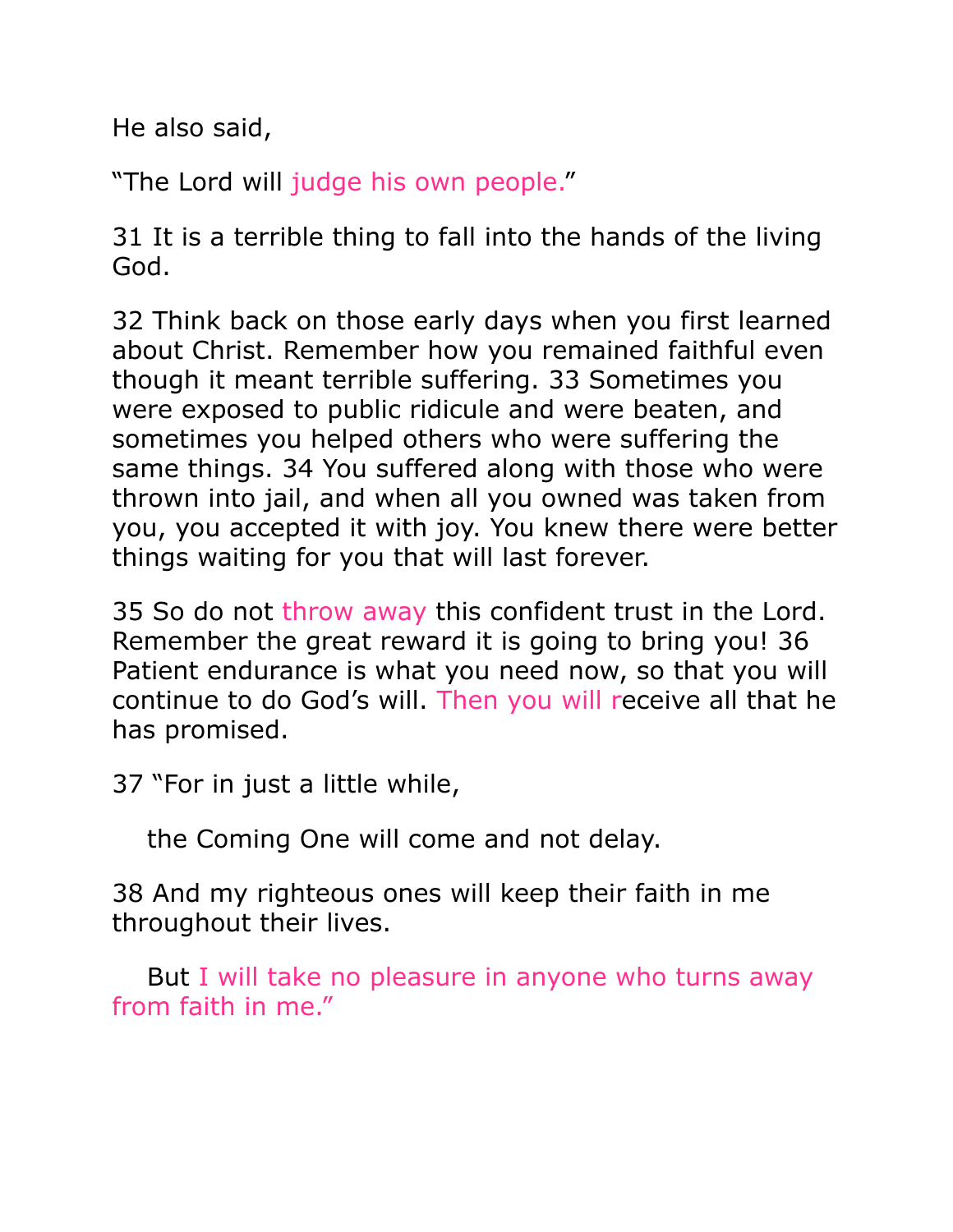He also said,

“The Lord will judge his own people.”

31 It is a terrible thing to fall into the hands of the living God.

32 Think back on those early days when you first learned about Christ. Remember how you remained faithful even though it meant terrible suffering. 33 Sometimes you were exposed to public ridicule and were beaten, and sometimes you helped others who were suffering the same things. 34 You suffered along with those who were thrown into jail, and when all you owned was taken from you, you accepted it with joy. You knew there were better things waiting for you that will last forever.

35 So do not throw away this confident trust in the Lord. Remember the great reward it is going to bring you! 36 Patient endurance is what you need now, so that you will continue to do God’s will. Then you will receive all that he has promised.

37 “For in just a little while,

the Coming One will come and not delay.

38 And my righteous ones will keep their faith in me throughout their lives.

But I will take no pleasure in anyone who turns away from faith in me.”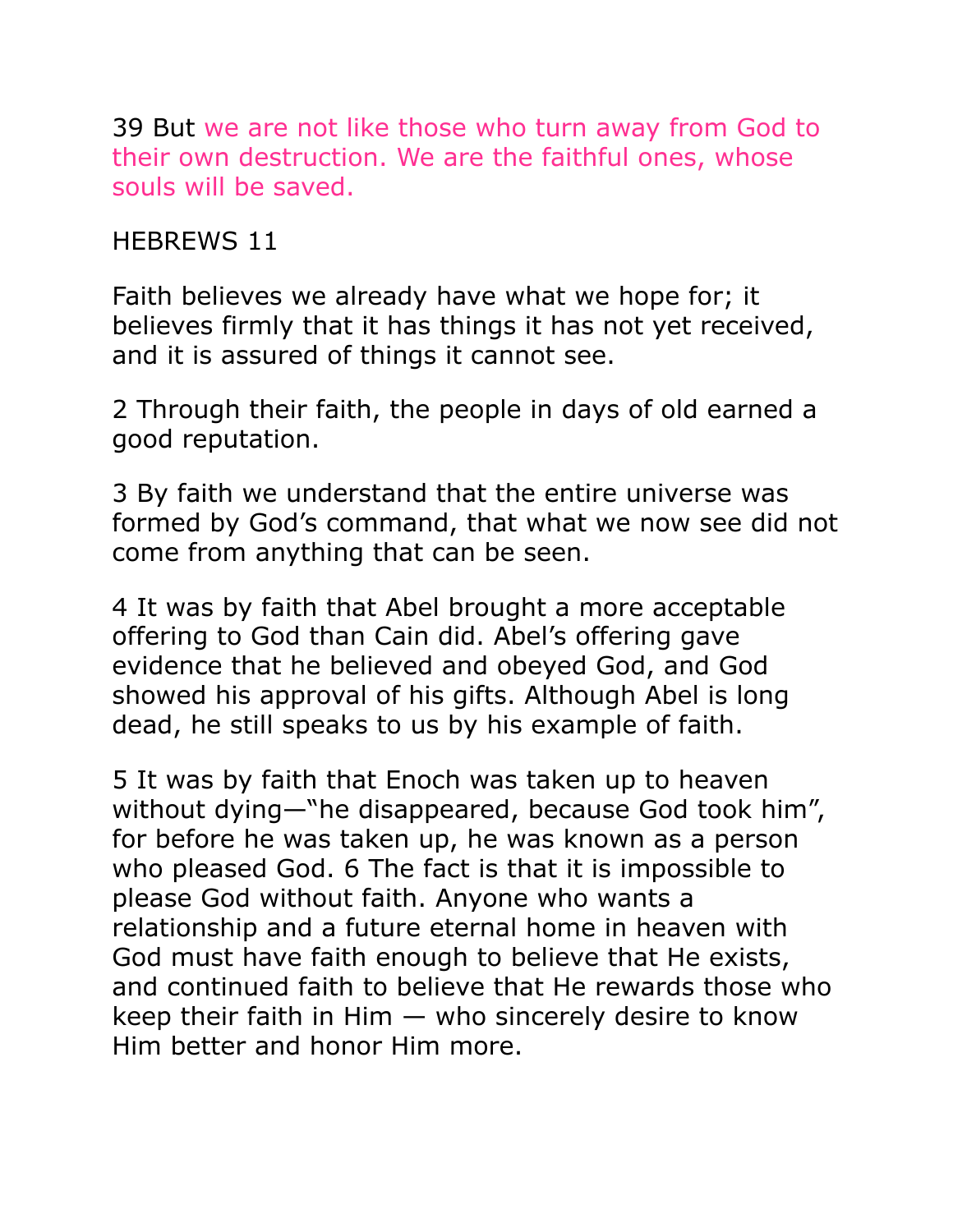39 But we are not like those who turn away from God to their own destruction. We are the faithful ones, whose souls will be saved.

## HEBREWS 11

Faith believes we already have what we hope for; it believes firmly that it has things it has not yet received, and it is assured of things it cannot see.

2 Through their faith, the people in days of old earned a good reputation.

3 By faith we understand that the entire universe was formed by God's command, that what we now see did not come from anything that can be seen.

4 It was by faith that Abel brought a more acceptable offering to God than Cain did. Abel's offering gave evidence that he believed and obeyed God, and God showed his approval of his gifts. Although Abel is long dead, he still speaks to us by his example of faith.

5 It was by faith that Enoch was taken up to heaven without dying—"he disappeared, because God took him", for before he was taken up, he was known as a person who pleased God. 6 The fact is that it is impossible to please God without faith. Anyone who wants a relationship and a future eternal home in heaven with God must have faith enough to believe that He exists, and continued faith to believe that He rewards those who keep their faith in Him — who sincerely desire to know Him better and honor Him more.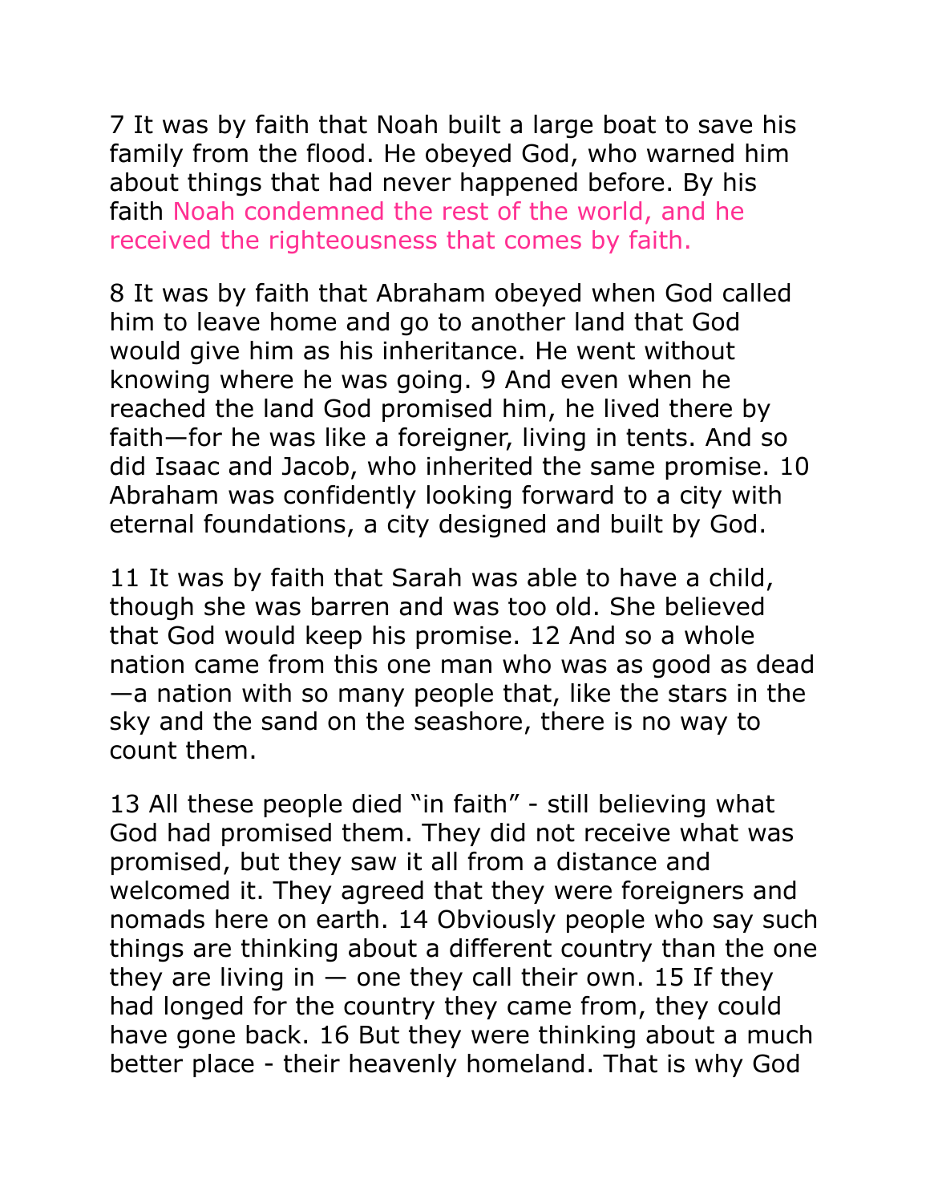7 It was by faith that Noah built a large boat to save his family from the flood. He obeyed God, who warned him about things that had never happened before. By his faith Noah condemned the rest of the world, and he received the righteousness that comes by faith.

8 It was by faith that Abraham obeyed when God called him to leave home and go to another land that God would give him as his inheritance. He went without knowing where he was going. 9 And even when he reached the land God promised him, he lived there by faith—for he was like a foreigner, living in tents. And so did Isaac and Jacob, who inherited the same promise. 10 Abraham was confidently looking forward to a city with eternal foundations, a city designed and built by God.

11 It was by faith that Sarah was able to have a child, though she was barren and was too old. She believed that God would keep his promise. 12 And so a whole nation came from this one man who was as good as dead—a nation with so many people that, like the stars in the sky and the sand on the seashore, there is no way to count them.

13 All these people died "in faith" - still believing what God had promised them. They did not receive what was promised, but they saw it all from a distance and welcomed it. They agreed that they were foreigners and nomads here on earth. 14 Obviously people who say such things are thinking about a different country than the one they are living in — one they call their own. 15 If they had longed for the country they came from, they could have gone back. 16 But they were thinking about a much better place - their heavenly homeland. That is why God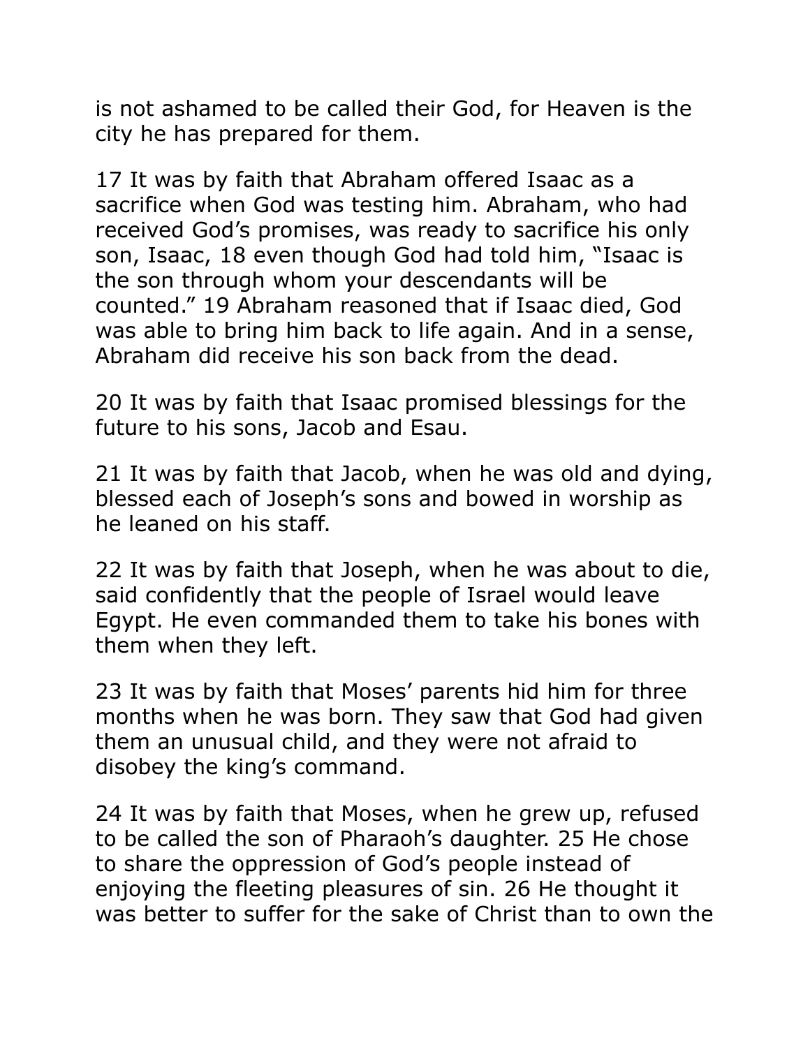is not ashamed to be called their God, for Heaven is the city he has prepared for them.

17 It was by faith that Abraham offered Isaac as a sacrifice when God was testing him. Abraham, who had received God's promises, was ready to sacrifice his only son, Isaac, 18 even though God had told him, "Isaac is the son through whom your descendants will be counted." 19 Abraham reasoned that if Isaac died, God was able to bring him back to life again. And in a sense, Abraham did receive his son back from the dead.

20 It was by faith that Isaac promised blessings for the future to his sons, Jacob and Esau.

21 It was by faith that Jacob, when he was old and dying, blessed each of Joseph's sons and bowed in worship as he leaned on his staff.

22 It was by faith that Joseph, when he was about to die, said confidently that the people of Israel would leave Egypt. He even commanded them to take his bones with them when they left.

23 It was by faith that Moses' parents hid him for three months when he was born. They saw that God had given them an unusual child, and they were not afraid to disobey the king's command.

24 It was by faith that Moses, when he grew up, refused to be called the son of Pharaoh's daughter. 25 He chose to share the oppression of God's people instead of enjoying the fleeting pleasures of sin. 26 He thought it was better to suffer for the sake of Christ than to own the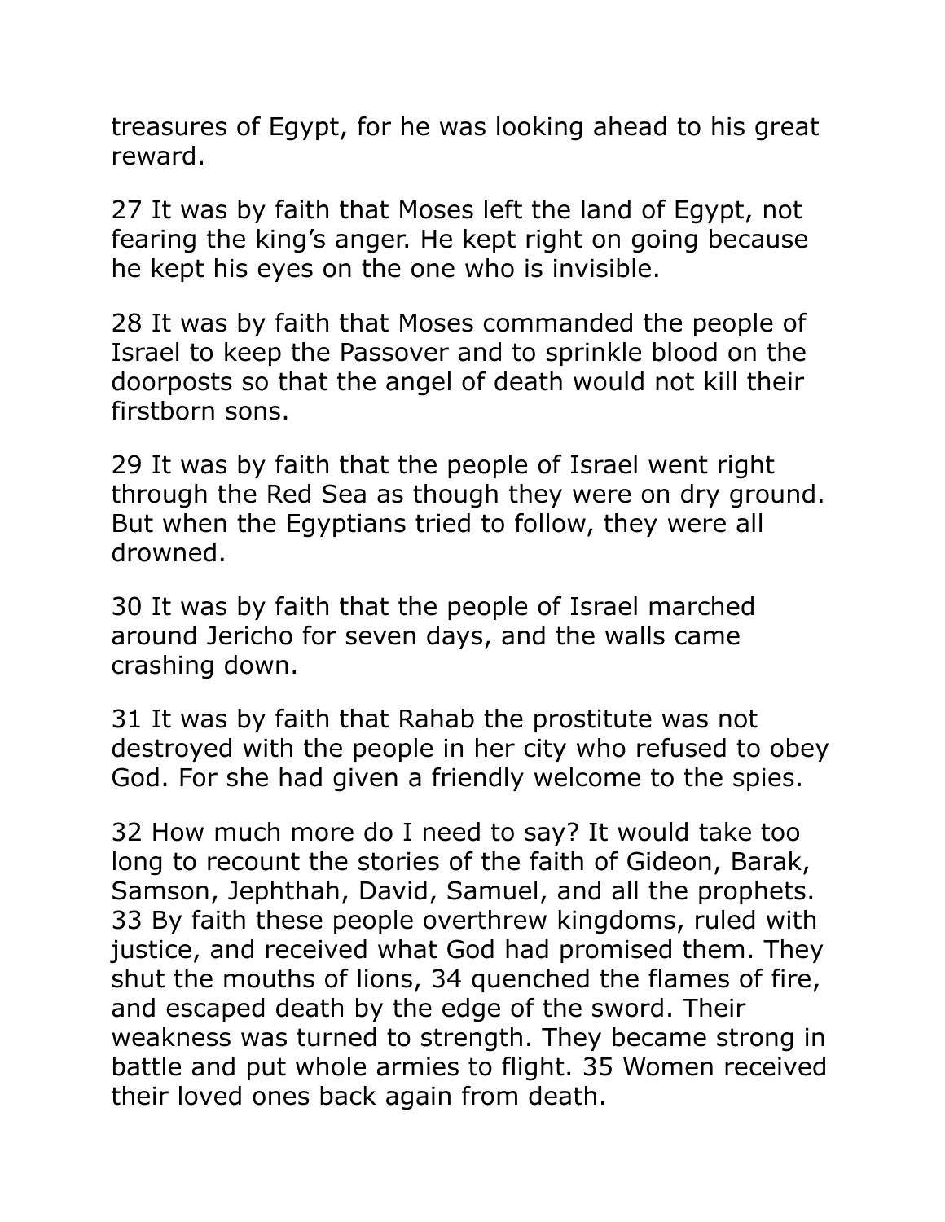treasures of Egypt, for he was looking ahead to his great reward.

27 It was by faith that Moses left the land of Egypt, not fearing the king's anger. He kept right on going because he kept his eyes on the one who is invisible.

28 It was by faith that Moses commanded the people of Israel to keep the Passover and to sprinkle blood on the doorposts so that the angel of death would not kill their firstborn sons.

29 It was by faith that the people of Israel went right through the Red Sea as though they were on dry ground. But when the Egyptians tried to follow, they were all drowned.

30 It was by faith that the people of Israel marched around Jericho for seven days, and the walls came crashing down.

31 It was by faith that Rahab the prostitute was not destroyed with the people in her city who refused to obey God. For she had given a friendly welcome to the spies.

32 How much more do I need to say? It would take too long to recount the stories of the faith of Gideon, Barak, Samson, Jephthah, David, Samuel, and all the prophets. 33 By faith these people overthrew kingdoms, ruled with justice, and received what God had promised them. They shut the mouths of lions, 34 quenched the flames of fire, and escaped death by the edge of the sword. Their weakness was turned to strength. They became strong in battle and put whole armies to flight. 35 Women received their loved ones back again from death.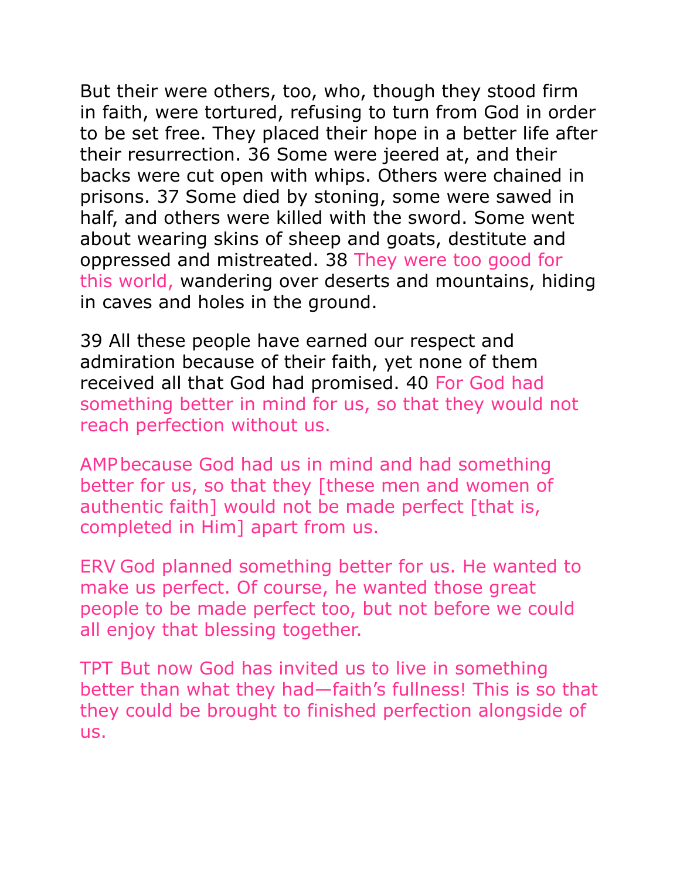But their were others, too, who, though they stood firm in faith, were tortured, refusing to turn from God in order to be set free. They placed their hope in a better life after their resurrection. 36 Some were jeered at, and their backs were cut open with whips. Others were chained in prisons. 37 Some died by stoning, some were sawed in half, and others were killed with the sword. Some went about wearing skins of sheep and goats, destitute and oppressed and mistreated. 38 They were too good for this world, wandering over deserts and mountains, hiding in caves and holes in the ground.

39 All these people have earned our respect and admiration because of their faith, yet none of them received all that God had promised. 40 For God had something better in mind for us, so that they would not reach perfection without us.

AMP because God had us in mind and had something better for us, so that they [these men and women of authentic faith] would not be made perfect [that is, completed in Him] apart from us.

ERV God planned something better for us. He wanted to make us perfect. Of course, he wanted those great people to be made perfect too, but not before we could all enjoy that blessing together.

TPT But now God has invited us to live in something better than what they had—faith's fullness! This is so that they could be brought to finished perfection alongside of us.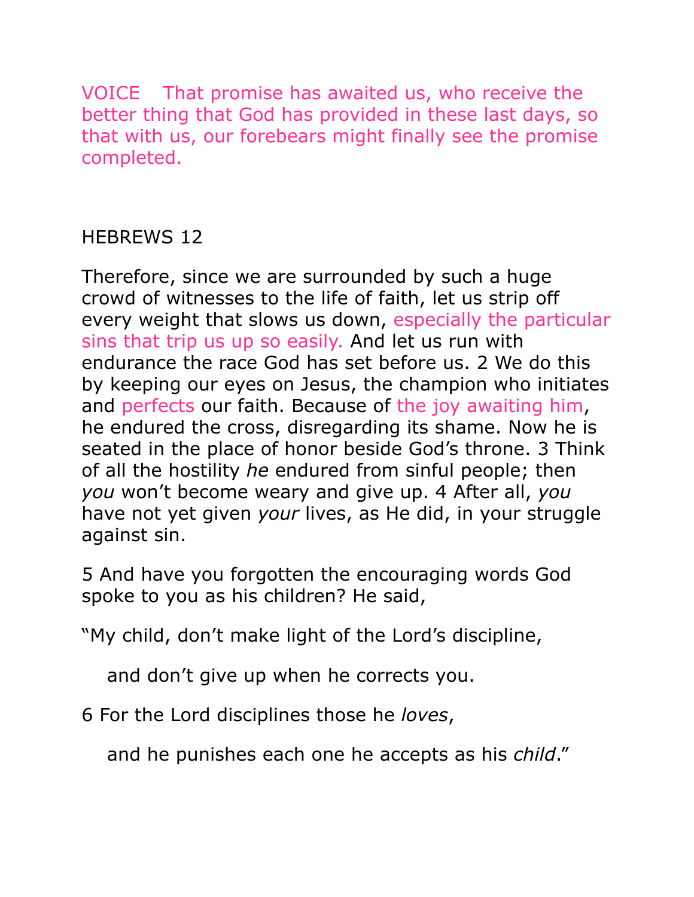VOICE That promise has awaited us, who receive the better thing that God has provided in these last days, so that with us, our forebears might finally see the promise completed.

HEBREWS 12

Therefore, since we are surrounded by such a huge crowd of witnesses to the life of faith, let us strip off every weight that slows us down, especially the particular sins that trip us up so easily. And let us run with endurance the race God has set before us. 2 We do this by keeping our eyes on Jesus, the champion who initiates and perfects our faith. Because of the joy awaiting him, he endured the cross, disregarding its shame. Now he is seated in the place of honor beside God's throne. 3 Think of all the hostility *he* endured from sinful people; then *you* won't become weary and give up. 4 After all, *you* have not yet given *your* lives, as He did, in your struggle against sin.

5 And have you forgotten the encouraging words God spoke to you as his children? He said,

"My child, don't make light of the Lord's discipline,

and don't give up when he corrects you.

6 For the Lord disciplines those he *loves*,

and he punishes each one he accepts as his *child*."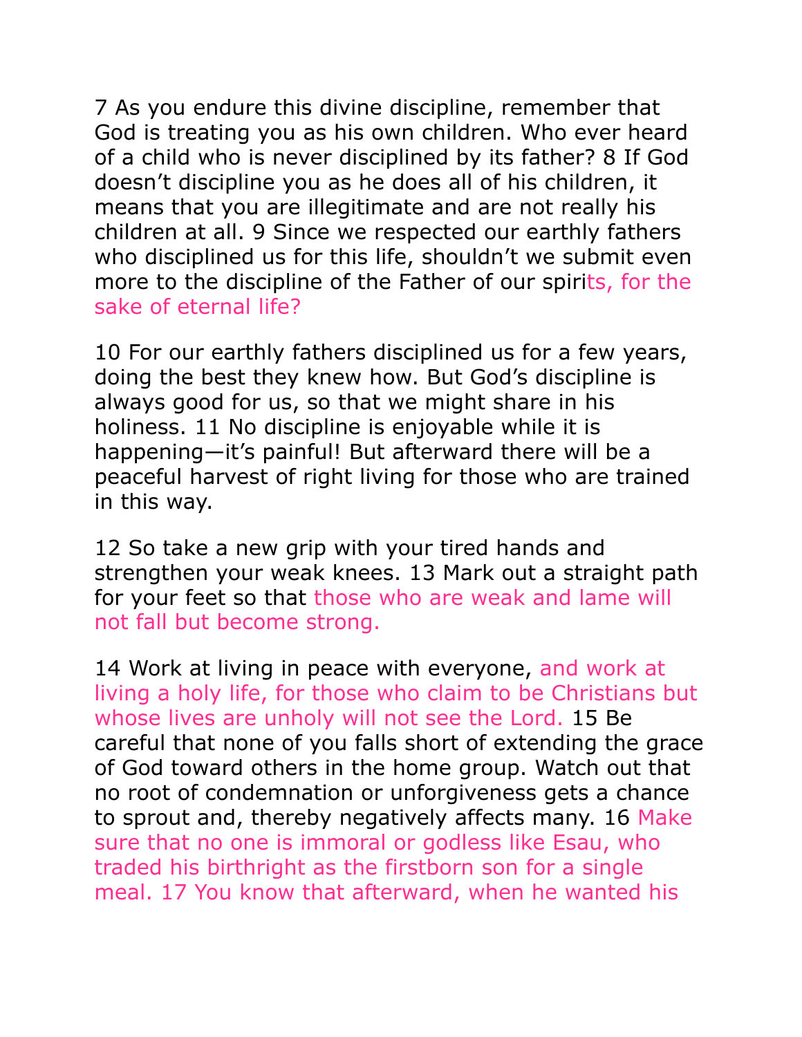7 As you endure this divine discipline, remember that God is treating you as his own children. Who ever heard of a child who is never disciplined by its father? 8 If God doesn’t discipline you as he does all of his children, it means that you are illegitimate and are not really his children at all. 9 Since we respected our earthly fathers who disciplined us for this life, shouldn’t we submit even more to the discipline of the Father of our spirits, for the sake of eternal life?

10 For our earthly fathers disciplined us for a few years, doing the best they knew how. But God’s discipline is always good for us, so that we might share in his holiness. 11 No discipline is enjoyable while it is happening—it’s painful! But afterward there will be a peaceful harvest of right living for those who are trained in this way.

12 So take a new grip with your tired hands and strengthen your weak knees. 13 Mark out a straight path for your feet so that those who are weak and lame will not fall but become strong.

14 Work at living in peace with everyone, and work at living a holy life, for those who claim to be Christians but whose lives are unholy will not see the Lord. 15 Be careful that none of you falls short of extending the grace of God toward others in the home group. Watch out that no root of condemnation or unforgiveness gets a chance to sprout and, thereby negatively affects many. 16 Make sure that no one is immoral or godless like Esau, who traded his birthright as the firstborn son for a single meal. 17 You know that afterward, when he wanted his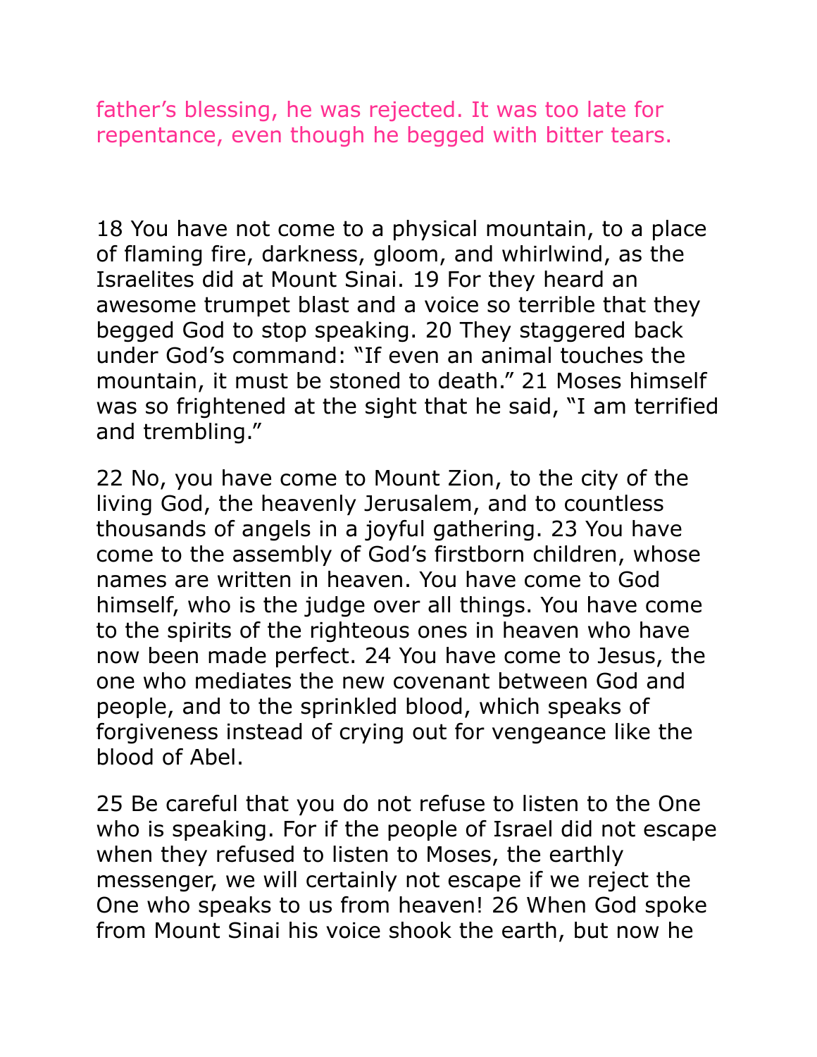father's blessing, he was rejected. It was too late for repentance, even though he begged with bitter tears.

18 You have not come to a physical mountain, to a place of flaming fire, darkness, gloom, and whirlwind, as the Israelites did at Mount Sinai. 19 For they heard an awesome trumpet blast and a voice so terrible that they begged God to stop speaking. 20 They staggered back under God's command: "If even an animal touches the mountain, it must be stoned to death." 21 Moses himself was so frightened at the sight that he said, "I am terrified and trembling."

22 No, you have come to Mount Zion, to the city of the living God, the heavenly Jerusalem, and to countless thousands of angels in a joyful gathering. 23 You have come to the assembly of God's firstborn children, whose names are written in heaven. You have come to God himself, who is the judge over all things. You have come to the spirits of the righteous ones in heaven who have now been made perfect. 24 You have come to Jesus, the one who mediates the new covenant between God and people, and to the sprinkled blood, which speaks of forgiveness instead of crying out for vengeance like the blood of Abel.

25 Be careful that you do not refuse to listen to the One who is speaking. For if the people of Israel did not escape when they refused to listen to Moses, the earthly messenger, we will certainly not escape if we reject the One who speaks to us from heaven! 26 When God spoke from Mount Sinai his voice shook the earth, but now he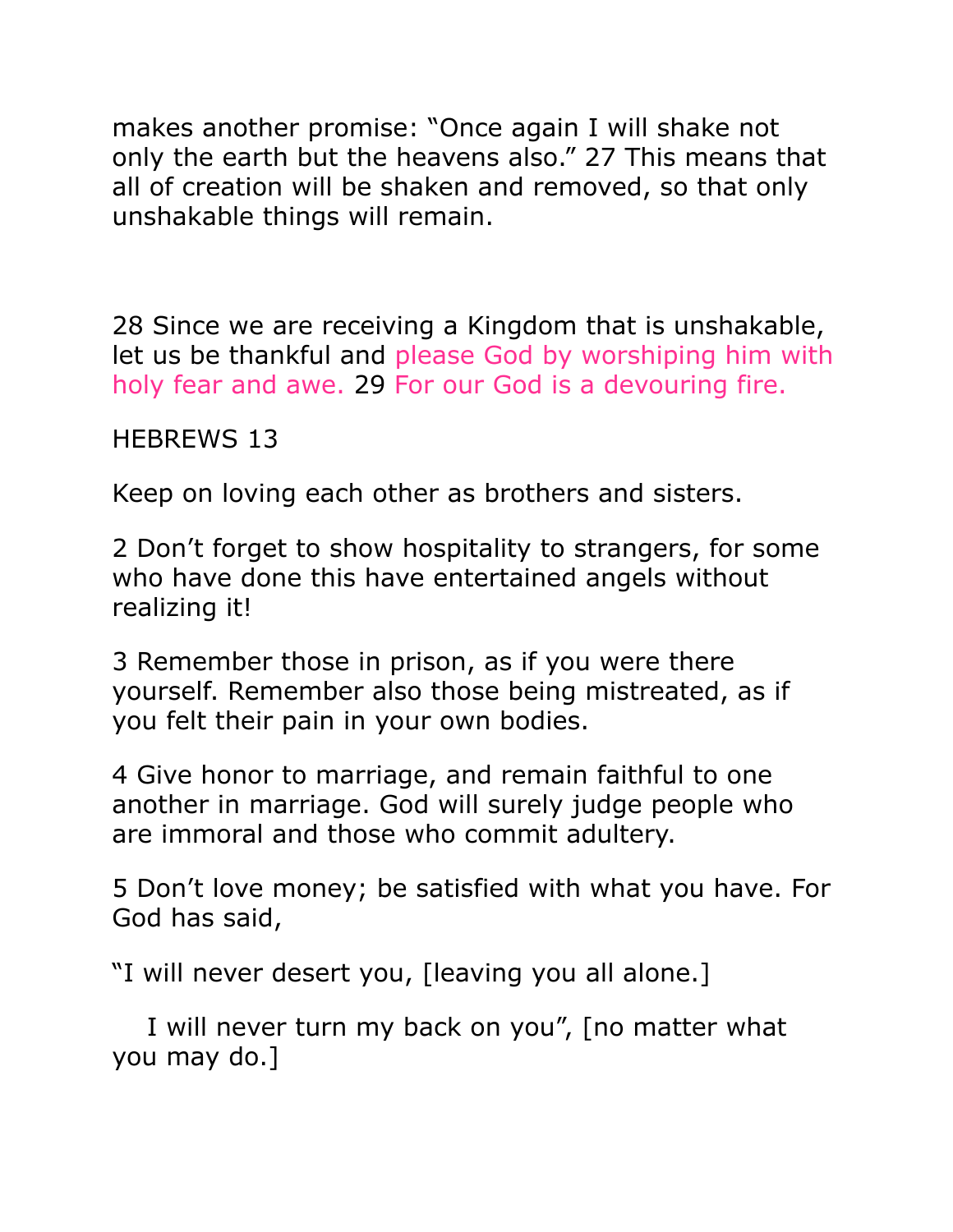makes another promise: “Once again I will shake not only the earth but the heavens also.” 27 This means that all of creation will be shaken and removed, so that only unshakable things will remain.

28 Since we are receiving a Kingdom that is unshakable, let us be thankful and please God by worshiping him with holy fear and awe. 29 For our God is a devouring fire.

HEBREWS 13

Keep on loving each other as brothers and sisters.

2 Don’t forget to show hospitality to strangers, for some who have done this have entertained angels without realizing it!

3 Remember those in prison, as if you were there yourself. Remember also those being mistreated, as if you felt their pain in your own bodies.

4 Give honor to marriage, and remain faithful to one another in marriage. God will surely judge people who are immoral and those who commit adultery.

5 Don’t love money; be satisfied with what you have. For God has said,

“I will never desert you, [leaving you all alone.]

I will never turn my back on you”, [no matter what you may do.]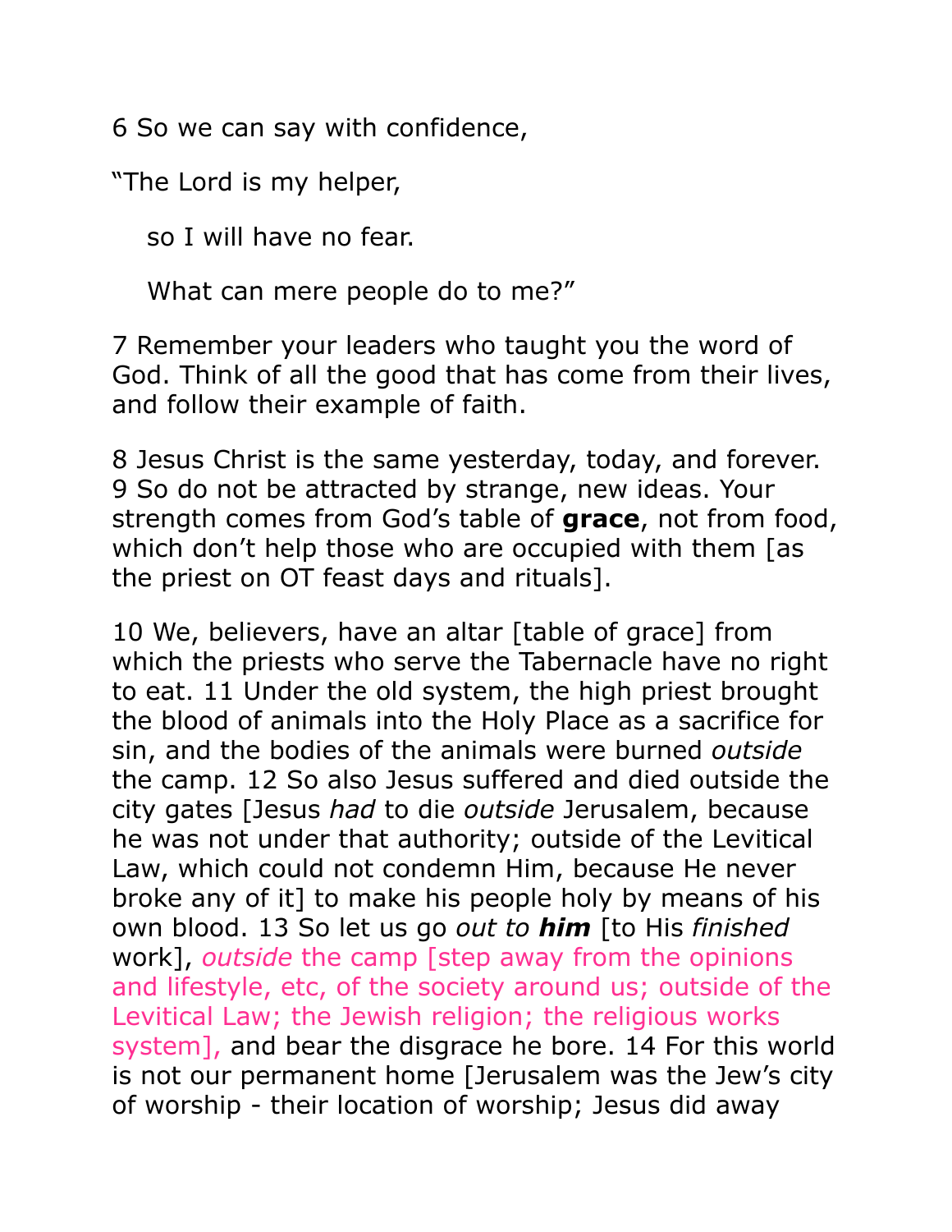6 So we can say with confidence,

"The Lord is my helper,

so I will have no fear.

What can mere people do to me?"

7 Remember your leaders who taught you the word of God. Think of all the good that has come from their lives, and follow their example of faith.

8 Jesus Christ is the same yesterday, today, and forever. 9 So do not be attracted by strange, new ideas. Your strength comes from God's table of **grace**, not from food, which don't help those who are occupied with them [as the priest on OT feast days and rituals].

10 We, believers, have an altar [table of grace] from which the priests who serve the Tabernacle have no right to eat. 11 Under the old system, the high priest brought the blood of animals into the Holy Place as a sacrifice for sin, and the bodies of the animals were burned *outside* the camp. 12 So also Jesus suffered and died outside the city gates [Jesus *had* to die *outside* Jerusalem, because he was not under that authority; outside of the Levitical Law, which could not condemn Him, because He never broke any of it] to make his people holy by means of his own blood. 13 So let us go *out to **him*** [to His *finished* work], *outside* the camp [step away from the opinions and lifestyle, etc, of the society around us; outside of the Levitical Law; the Jewish religion; the religious works system], and bear the disgrace he bore. 14 For this world is not our permanent home [Jerusalem was the Jew's city of worship - their location of worship; Jesus did away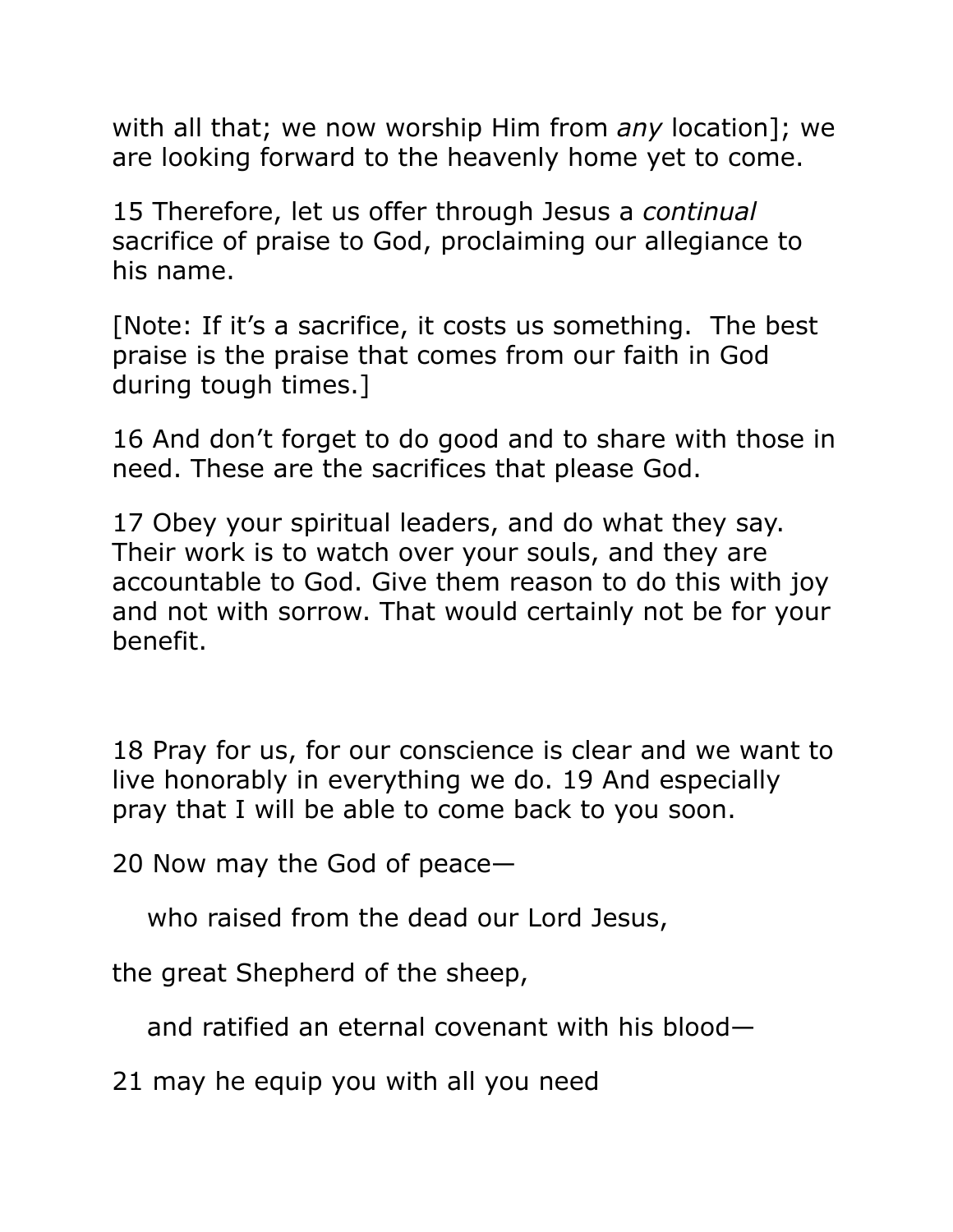with all that; we now worship Him from *any* location]; we are looking forward to the heavenly home yet to come.

15 Therefore, let us offer through Jesus a *continual* sacrifice of praise to God, proclaiming our allegiance to his name.

[Note: If it's a sacrifice, it costs us something.  The best praise is the praise that comes from our faith in God during tough times.]

16 And don't forget to do good and to share with those in need. These are the sacrifices that please God.

17 Obey your spiritual leaders, and do what they say. Their work is to watch over your souls, and they are accountable to God. Give them reason to do this with joy and not with sorrow. That would certainly not be for your benefit.

18 Pray for us, for our conscience is clear and we want to live honorably in everything we do. 19 And especially pray that I will be able to come back to you soon.

20 Now may the God of peace—

who raised from the dead our Lord Jesus,

the great Shepherd of the sheep,

and ratified an eternal covenant with his blood—

21 may he equip you with all you need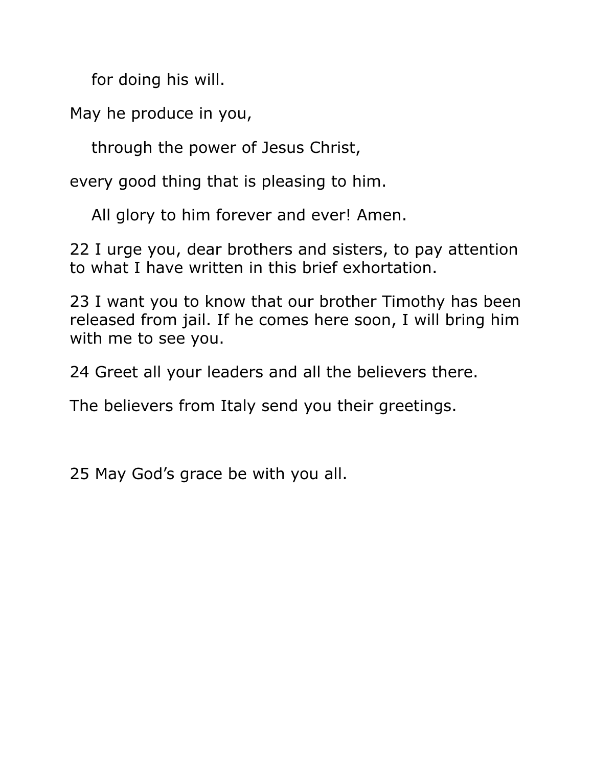for doing his will.

May he produce in you,

through the power of Jesus Christ,

every good thing that is pleasing to him.

All glory to him forever and ever! Amen.

22 I urge you, dear brothers and sisters, to pay attention to what I have written in this brief exhortation.

23 I want you to know that our brother Timothy has been released from jail. If he comes here soon, I will bring him with me to see you.

24 Greet all your leaders and all the believers there.

The believers from Italy send you their greetings.

25 May God's grace be with you all.